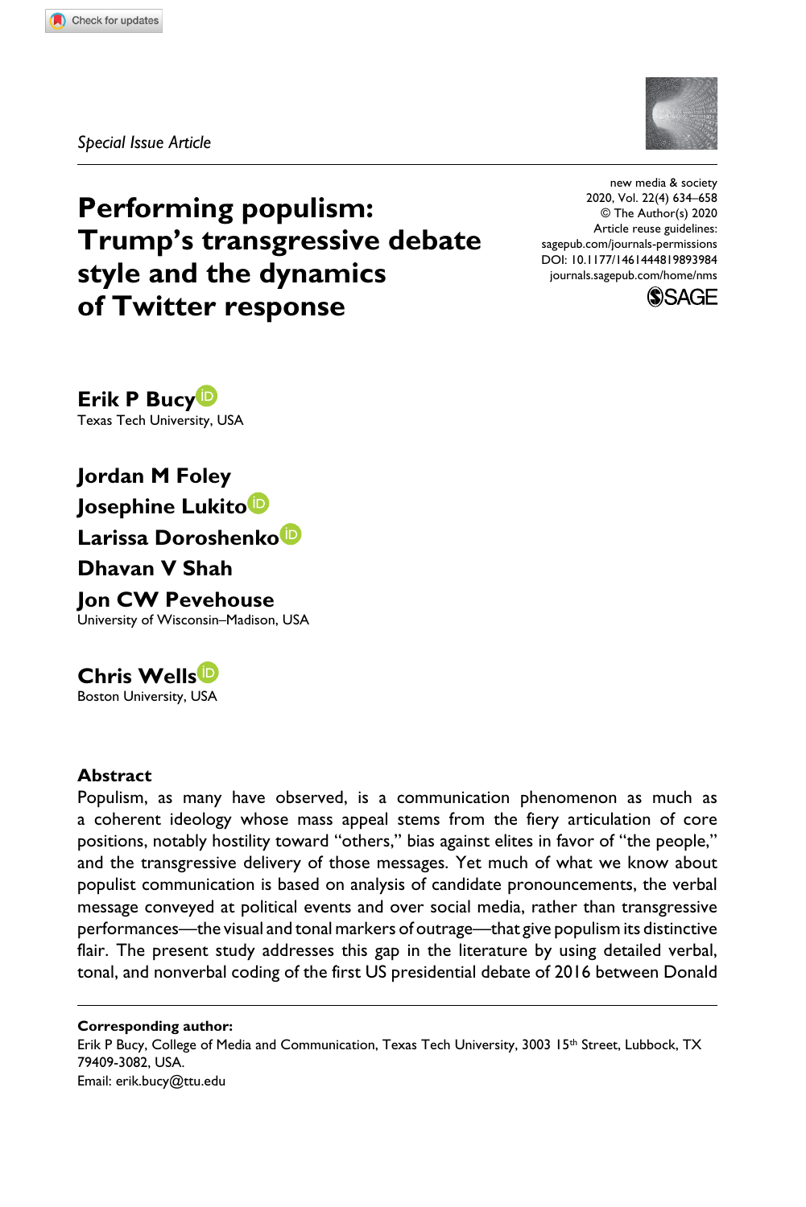*Special Issue Article*

# Performing populism: Trump's transgressive debate style and the dynamics of Twitter response

new media & society
2020, Vol. 22(4) 634–658
© The Author(s) 2020
Article reuse guidelines:
sagepub.com/journals-permissions
DOI: 10.1177/1461444819893984
journals.sagepub.com/home/nms

**Erik P Bucy**
Texas Tech University, USA

**Jordan M Foley**
**Josephine Lukito**
**Larissa Doroshenko**
**Dhavan V Shah**
**Jon CW Pevehouse**
University of Wisconsin–Madison, USA

**Chris Wells**
Boston University, USA

## Abstract

Populism, as many have observed, is a communication phenomenon as much as a coherent ideology whose mass appeal stems from the fiery articulation of core positions, notably hostility toward "others," bias against elites in favor of "the people," and the transgressive delivery of those messages. Yet much of what we know about populist communication is based on analysis of candidate pronouncements, the verbal message conveyed at political events and over social media, rather than transgressive performances—the visual and tonal markers of outrage—that give populism its distinctive flair. The present study addresses this gap in the literature by using detailed verbal, tonal, and nonverbal coding of the first US presidential debate of 2016 between Donald

**Corresponding author:**
Erik P Bucy, College of Media and Communication, Texas Tech University, 3003 15th Street, Lubbock, TX 79409-3082, USA.
Email: erik.bucy@ttu.edu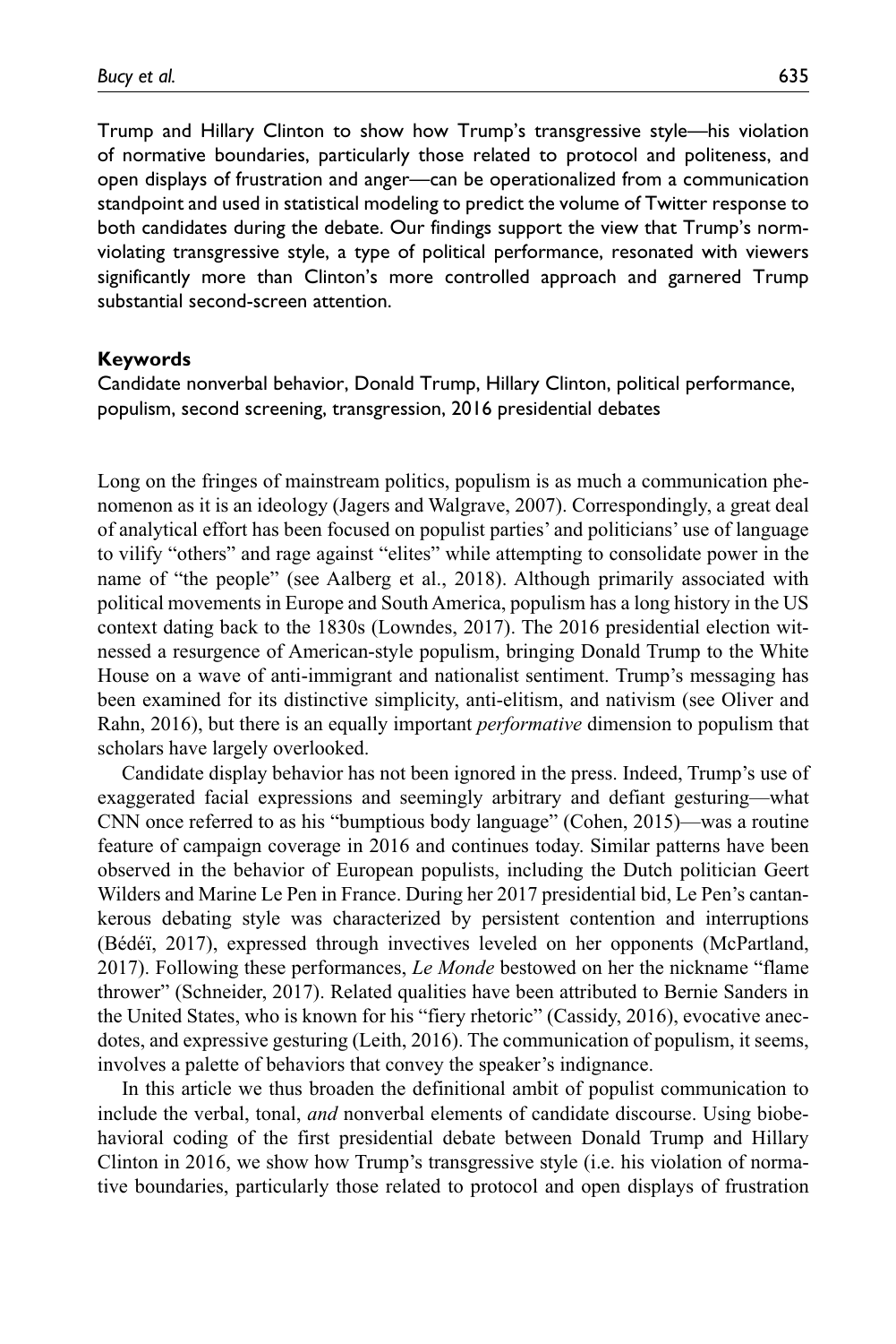Trump and Hillary Clinton to show how Trump's transgressive style—his violation of normative boundaries, particularly those related to protocol and politeness, and open displays of frustration and anger—can be operationalized from a communication standpoint and used in statistical modeling to predict the volume of Twitter response to both candidates during the debate. Our findings support the view that Trump's norm-violating transgressive style, a type of political performance, resonated with viewers significantly more than Clinton's more controlled approach and garnered Trump substantial second-screen attention.

### Keywords

Candidate nonverbal behavior, Donald Trump, Hillary Clinton, political performance, populism, second screening, transgression, 2016 presidential debates

Long on the fringes of mainstream politics, populism is as much a communication phenomenon as it is an ideology (Jagers and Walgrave, 2007). Correspondingly, a great deal of analytical effort has been focused on populist parties' and politicians' use of language to vilify "others" and rage against "elites" while attempting to consolidate power in the name of "the people" (see Aalberg et al., 2018). Although primarily associated with political movements in Europe and South America, populism has a long history in the US context dating back to the 1830s (Lowndes, 2017). The 2016 presidential election witnessed a resurgence of American-style populism, bringing Donald Trump to the White House on a wave of anti-immigrant and nationalist sentiment. Trump's messaging has been examined for its distinctive simplicity, anti-elitism, and nativism (see Oliver and Rahn, 2016), but there is an equally important *performative* dimension to populism that scholars have largely overlooked.

Candidate display behavior has not been ignored in the press. Indeed, Trump's use of exaggerated facial expressions and seemingly arbitrary and defiant gesturing—what CNN once referred to as his "bumptious body language" (Cohen, 2015)—was a routine feature of campaign coverage in 2016 and continues today. Similar patterns have been observed in the behavior of European populists, including the Dutch politician Geert Wilders and Marine Le Pen in France. During her 2017 presidential bid, Le Pen's cantankerous debating style was characterized by persistent contention and interruptions (Bédéï, 2017), expressed through invectives leveled on her opponents (McPartland, 2017). Following these performances, *Le Monde* bestowed on her the nickname "flame thrower" (Schneider, 2017). Related qualities have been attributed to Bernie Sanders in the United States, who is known for his "fiery rhetoric" (Cassidy, 2016), evocative anecdotes, and expressive gesturing (Leith, 2016). The communication of populism, it seems, involves a palette of behaviors that convey the speaker's indignance.

In this article we thus broaden the definitional ambit of populist communication to include the verbal, tonal, *and* nonverbal elements of candidate discourse. Using biobehavioral coding of the first presidential debate between Donald Trump and Hillary Clinton in 2016, we show how Trump's transgressive style (i.e. his violation of normative boundaries, particularly those related to protocol and open displays of frustration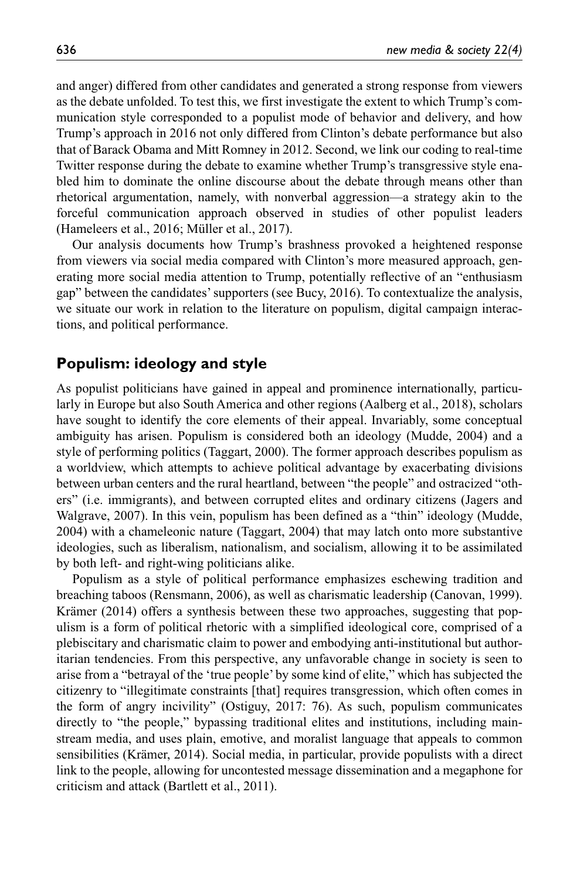and anger) differed from other candidates and generated a strong response from viewers as the debate unfolded. To test this, we first investigate the extent to which Trump's communication style corresponded to a populist mode of behavior and delivery, and how Trump's approach in 2016 not only differed from Clinton's debate performance but also that of Barack Obama and Mitt Romney in 2012. Second, we link our coding to real-time Twitter response during the debate to examine whether Trump's transgressive style enabled him to dominate the online discourse about the debate through means other than rhetorical argumentation, namely, with nonverbal aggression—a strategy akin to the forceful communication approach observed in studies of other populist leaders (Hameleers et al., 2016; Müller et al., 2017).

Our analysis documents how Trump's brashness provoked a heightened response from viewers via social media compared with Clinton's more measured approach, generating more social media attention to Trump, potentially reflective of an "enthusiasm gap" between the candidates' supporters (see Bucy, 2016). To contextualize the analysis, we situate our work in relation to the literature on populism, digital campaign interactions, and political performance.

## Populism: ideology and style

As populist politicians have gained in appeal and prominence internationally, particularly in Europe but also South America and other regions (Aalberg et al., 2018), scholars have sought to identify the core elements of their appeal. Invariably, some conceptual ambiguity has arisen. Populism is considered both an ideology (Mudde, 2004) and a style of performing politics (Taggart, 2000). The former approach describes populism as a worldview, which attempts to achieve political advantage by exacerbating divisions between urban centers and the rural heartland, between "the people" and ostracized "others" (i.e. immigrants), and between corrupted elites and ordinary citizens (Jagers and Walgrave, 2007). In this vein, populism has been defined as a "thin" ideology (Mudde, 2004) with a chameleonic nature (Taggart, 2004) that may latch onto more substantive ideologies, such as liberalism, nationalism, and socialism, allowing it to be assimilated by both left- and right-wing politicians alike.

Populism as a style of political performance emphasizes eschewing tradition and breaching taboos (Rensmann, 2006), as well as charismatic leadership (Canovan, 1999). Krämer (2014) offers a synthesis between these two approaches, suggesting that populism is a form of political rhetoric with a simplified ideological core, comprised of a plebiscitary and charismatic claim to power and embodying anti-institutional but authoritarian tendencies. From this perspective, any unfavorable change in society is seen to arise from a "betrayal of the 'true people' by some kind of elite," which has subjected the citizenry to "illegitimate constraints [that] requires transgression, which often comes in the form of angry incivility" (Ostiguy, 2017: 76). As such, populism communicates directly to "the people," bypassing traditional elites and institutions, including mainstream media, and uses plain, emotive, and moralist language that appeals to common sensibilities (Krämer, 2014). Social media, in particular, provide populists with a direct link to the people, allowing for uncontested message dissemination and a megaphone for criticism and attack (Bartlett et al., 2011).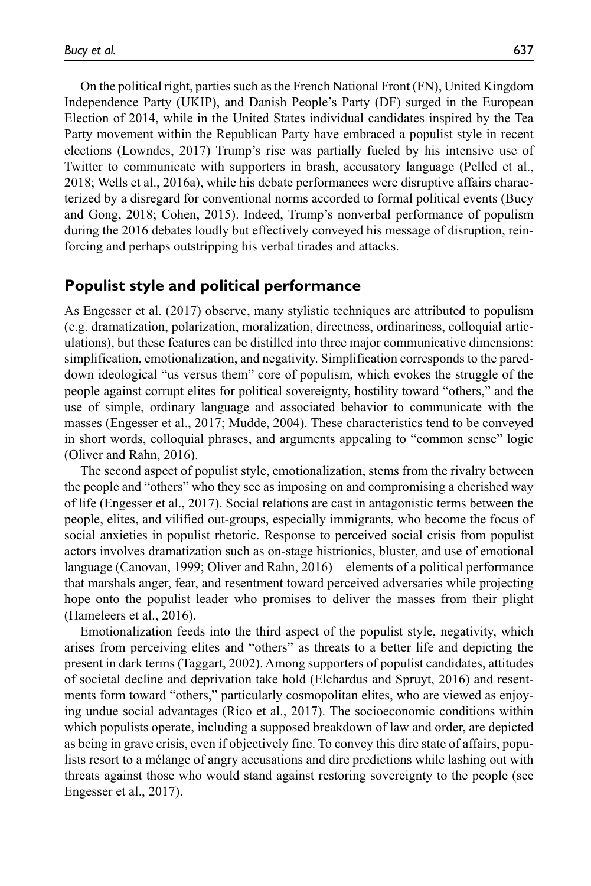On the political right, parties such as the French National Front (FN), United Kingdom Independence Party (UKIP), and Danish People's Party (DF) surged in the European Election of 2014, while in the United States individual candidates inspired by the Tea Party movement within the Republican Party have embraced a populist style in recent elections (Lowndes, 2017) Trump's rise was partially fueled by his intensive use of Twitter to communicate with supporters in brash, accusatory language (Pelled et al., 2018; Wells et al., 2016a), while his debate performances were disruptive affairs characterized by a disregard for conventional norms accorded to formal political events (Bucy and Gong, 2018; Cohen, 2015). Indeed, Trump's nonverbal performance of populism during the 2016 debates loudly but effectively conveyed his message of disruption, reinforcing and perhaps outstripping his verbal tirades and attacks.

## Populist style and political performance

As Engesser et al. (2017) observe, many stylistic techniques are attributed to populism (e.g. dramatization, polarization, moralization, directness, ordinariness, colloquial articulations), but these features can be distilled into three major communicative dimensions: simplification, emotionalization, and negativity. Simplification corresponds to the pared-down ideological "us versus them" core of populism, which evokes the struggle of the people against corrupt elites for political sovereignty, hostility toward "others," and the use of simple, ordinary language and associated behavior to communicate with the masses (Engesser et al., 2017; Mudde, 2004). These characteristics tend to be conveyed in short words, colloquial phrases, and arguments appealing to "common sense" logic (Oliver and Rahn, 2016).

The second aspect of populist style, emotionalization, stems from the rivalry between the people and "others" who they see as imposing on and compromising a cherished way of life (Engesser et al., 2017). Social relations are cast in antagonistic terms between the people, elites, and vilified out-groups, especially immigrants, who become the focus of social anxieties in populist rhetoric. Response to perceived social crisis from populist actors involves dramatization such as on-stage histrionics, bluster, and use of emotional language (Canovan, 1999; Oliver and Rahn, 2016)—elements of a political performance that marshals anger, fear, and resentment toward perceived adversaries while projecting hope onto the populist leader who promises to deliver the masses from their plight (Hameleers et al., 2016).

Emotionalization feeds into the third aspect of the populist style, negativity, which arises from perceiving elites and "others" as threats to a better life and depicting the present in dark terms (Taggart, 2002). Among supporters of populist candidates, attitudes of societal decline and deprivation take hold (Elchardus and Spruyt, 2016) and resentments form toward "others," particularly cosmopolitan elites, who are viewed as enjoying undue social advantages (Rico et al., 2017). The socioeconomic conditions within which populists operate, including a supposed breakdown of law and order, are depicted as being in grave crisis, even if objectively fine. To convey this dire state of affairs, populists resort to a mélange of angry accusations and dire predictions while lashing out with threats against those who would stand against restoring sovereignty to the people (see Engesser et al., 2017).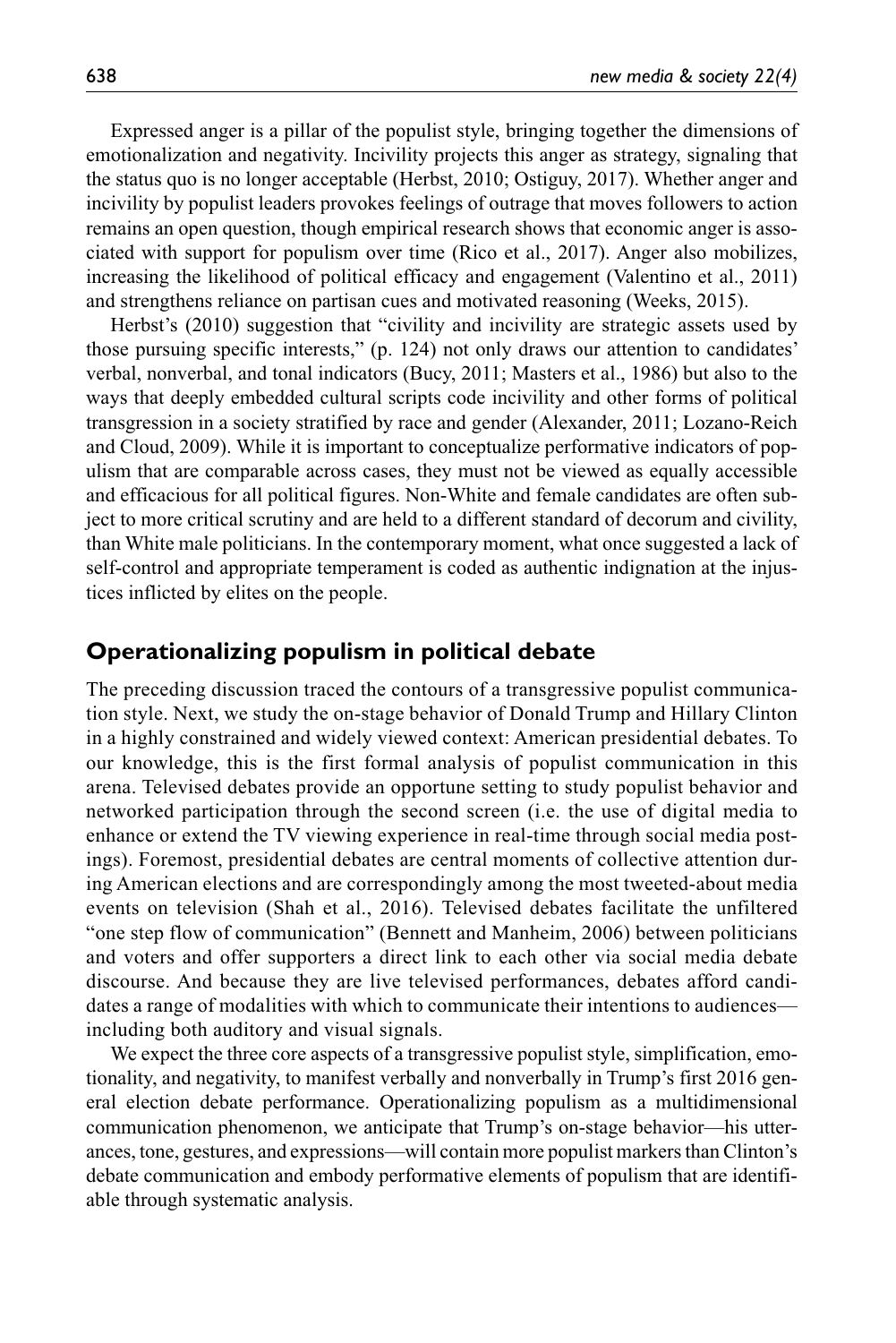Expressed anger is a pillar of the populist style, bringing together the dimensions of emotionalization and negativity. Incivility projects this anger as strategy, signaling that the status quo is no longer acceptable (Herbst, 2010; Ostiguy, 2017). Whether anger and incivility by populist leaders provokes feelings of outrage that moves followers to action remains an open question, though empirical research shows that economic anger is associated with support for populism over time (Rico et al., 2017). Anger also mobilizes, increasing the likelihood of political efficacy and engagement (Valentino et al., 2011) and strengthens reliance on partisan cues and motivated reasoning (Weeks, 2015).

Herbst's (2010) suggestion that "civility and incivility are strategic assets used by those pursuing specific interests," (p. 124) not only draws our attention to candidates' verbal, nonverbal, and tonal indicators (Bucy, 2011; Masters et al., 1986) but also to the ways that deeply embedded cultural scripts code incivility and other forms of political transgression in a society stratified by race and gender (Alexander, 2011; Lozano-Reich and Cloud, 2009). While it is important to conceptualize performative indicators of populism that are comparable across cases, they must not be viewed as equally accessible and efficacious for all political figures. Non-White and female candidates are often subject to more critical scrutiny and are held to a different standard of decorum and civility, than White male politicians. In the contemporary moment, what once suggested a lack of self-control and appropriate temperament is coded as authentic indignation at the injustices inflicted by elites on the people.

## Operationalizing populism in political debate

The preceding discussion traced the contours of a transgressive populist communication style. Next, we study the on-stage behavior of Donald Trump and Hillary Clinton in a highly constrained and widely viewed context: American presidential debates. To our knowledge, this is the first formal analysis of populist communication in this arena. Televised debates provide an opportune setting to study populist behavior and networked participation through the second screen (i.e. the use of digital media to enhance or extend the TV viewing experience in real-time through social media postings). Foremost, presidential debates are central moments of collective attention during American elections and are correspondingly among the most tweeted-about media events on television (Shah et al., 2016). Televised debates facilitate the unfiltered "one step flow of communication" (Bennett and Manheim, 2006) between politicians and voters and offer supporters a direct link to each other via social media debate discourse. And because they are live televised performances, debates afford candidates a range of modalities with which to communicate their intentions to audiences—including both auditory and visual signals.

We expect the three core aspects of a transgressive populist style, simplification, emotionality, and negativity, to manifest verbally and nonverbally in Trump's first 2016 general election debate performance. Operationalizing populism as a multidimensional communication phenomenon, we anticipate that Trump's on-stage behavior—his utterances, tone, gestures, and expressions—will contain more populist markers than Clinton's debate communication and embody performative elements of populism that are identifiable through systematic analysis.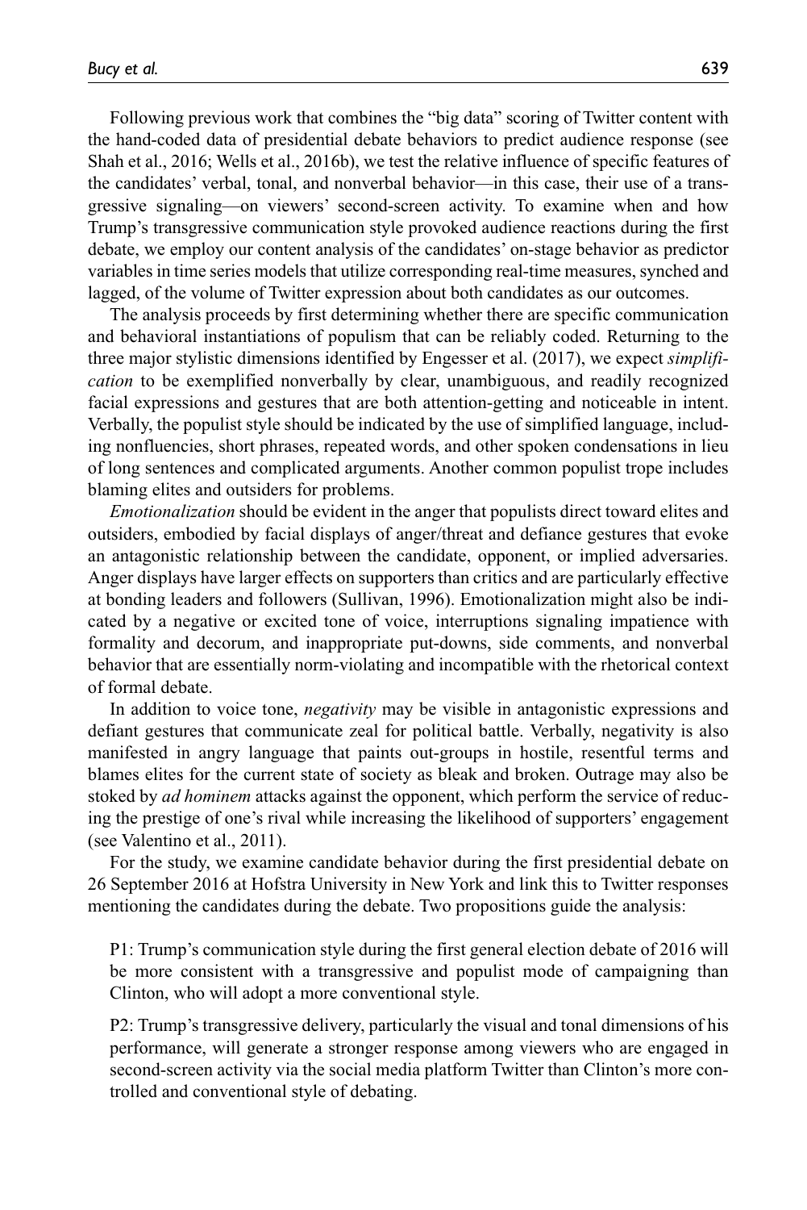Following previous work that combines the "big data" scoring of Twitter content with the hand-coded data of presidential debate behaviors to predict audience response (see Shah et al., 2016; Wells et al., 2016b), we test the relative influence of specific features of the candidates' verbal, tonal, and nonverbal behavior—in this case, their use of a transgressive signaling—on viewers' second-screen activity. To examine when and how Trump's transgressive communication style provoked audience reactions during the first debate, we employ our content analysis of the candidates' on-stage behavior as predictor variables in time series models that utilize corresponding real-time measures, synched and lagged, of the volume of Twitter expression about both candidates as our outcomes.

The analysis proceeds by first determining whether there are specific communication and behavioral instantiations of populism that can be reliably coded. Returning to the three major stylistic dimensions identified by Engesser et al. (2017), we expect *simplification* to be exemplified nonverbally by clear, unambiguous, and readily recognized facial expressions and gestures that are both attention-getting and noticeable in intent. Verbally, the populist style should be indicated by the use of simplified language, including nonfluencies, short phrases, repeated words, and other spoken condensations in lieu of long sentences and complicated arguments. Another common populist trope includes blaming elites and outsiders for problems.

*Emotionalization* should be evident in the anger that populists direct toward elites and outsiders, embodied by facial displays of anger/threat and defiance gestures that evoke an antagonistic relationship between the candidate, opponent, or implied adversaries. Anger displays have larger effects on supporters than critics and are particularly effective at bonding leaders and followers (Sullivan, 1996). Emotionalization might also be indicated by a negative or excited tone of voice, interruptions signaling impatience with formality and decorum, and inappropriate put-downs, side comments, and nonverbal behavior that are essentially norm-violating and incompatible with the rhetorical context of formal debate.

In addition to voice tone, *negativity* may be visible in antagonistic expressions and defiant gestures that communicate zeal for political battle. Verbally, negativity is also manifested in angry language that paints out-groups in hostile, resentful terms and blames elites for the current state of society as bleak and broken. Outrage may also be stoked by *ad hominem* attacks against the opponent, which perform the service of reducing the prestige of one's rival while increasing the likelihood of supporters' engagement (see Valentino et al., 2011).

For the study, we examine candidate behavior during the first presidential debate on 26 September 2016 at Hofstra University in New York and link this to Twitter responses mentioning the candidates during the debate. Two propositions guide the analysis:

P1: Trump's communication style during the first general election debate of 2016 will be more consistent with a transgressive and populist mode of campaigning than Clinton, who will adopt a more conventional style.

P2: Trump's transgressive delivery, particularly the visual and tonal dimensions of his performance, will generate a stronger response among viewers who are engaged in second-screen activity via the social media platform Twitter than Clinton's more controlled and conventional style of debating.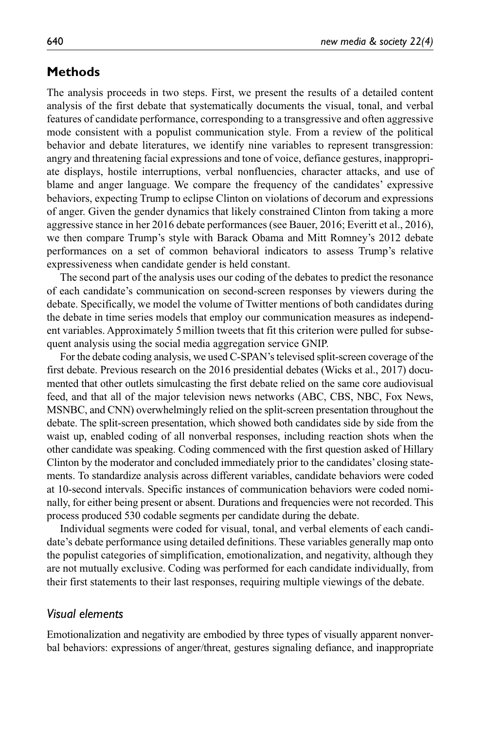## Methods

The analysis proceeds in two steps. First, we present the results of a detailed content analysis of the first debate that systematically documents the visual, tonal, and verbal features of candidate performance, corresponding to a transgressive and often aggressive mode consistent with a populist communication style. From a review of the political behavior and debate literatures, we identify nine variables to represent transgression: angry and threatening facial expressions and tone of voice, defiance gestures, inappropriate displays, hostile interruptions, verbal nonfluencies, character attacks, and use of blame and anger language. We compare the frequency of the candidates' expressive behaviors, expecting Trump to eclipse Clinton on violations of decorum and expressions of anger. Given the gender dynamics that likely constrained Clinton from taking a more aggressive stance in her 2016 debate performances (see Bauer, 2016; Everitt et al., 2016), we then compare Trump's style with Barack Obama and Mitt Romney's 2012 debate performances on a set of common behavioral indicators to assess Trump's relative expressiveness when candidate gender is held constant.

The second part of the analysis uses our coding of the debates to predict the resonance of each candidate's communication on second-screen responses by viewers during the debate. Specifically, we model the volume of Twitter mentions of both candidates during the debate in time series models that employ our communication measures as independent variables. Approximately 5 million tweets that fit this criterion were pulled for subsequent analysis using the social media aggregation service GNIP.

For the debate coding analysis, we used C-SPAN's televised split-screen coverage of the first debate. Previous research on the 2016 presidential debates (Wicks et al., 2017) documented that other outlets simulcasting the first debate relied on the same core audiovisual feed, and that all of the major television news networks (ABC, CBS, NBC, Fox News, MSNBC, and CNN) overwhelmingly relied on the split-screen presentation throughout the debate. The split-screen presentation, which showed both candidates side by side from the waist up, enabled coding of all nonverbal responses, including reaction shots when the other candidate was speaking. Coding commenced with the first question asked of Hillary Clinton by the moderator and concluded immediately prior to the candidates' closing statements. To standardize analysis across different variables, candidate behaviors were coded at 10-second intervals. Specific instances of communication behaviors were coded nominally, for either being present or absent. Durations and frequencies were not recorded. This process produced 530 codable segments per candidate during the debate.

Individual segments were coded for visual, tonal, and verbal elements of each candidate's debate performance using detailed definitions. These variables generally map onto the populist categories of simplification, emotionalization, and negativity, although they are not mutually exclusive. Coding was performed for each candidate individually, from their first statements to their last responses, requiring multiple viewings of the debate.

### *Visual elements*

Emotionalization and negativity are embodied by three types of visually apparent nonverbal behaviors: expressions of anger/threat, gestures signaling defiance, and inappropriate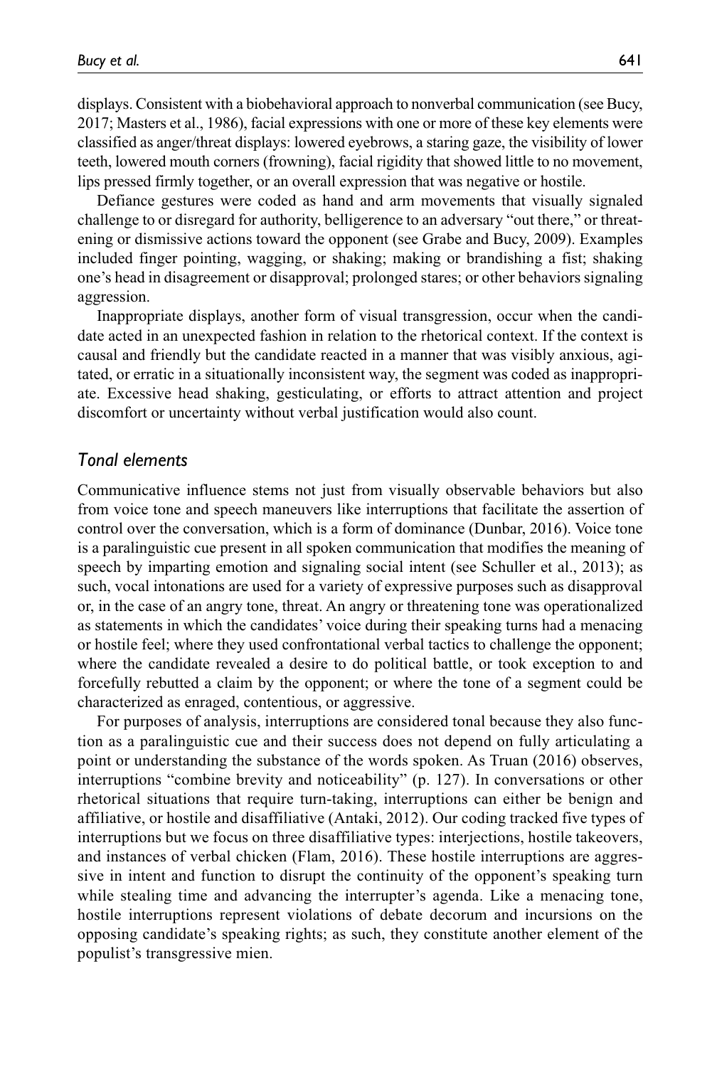displays. Consistent with a biobehavioral approach to nonverbal communication (see Bucy, 2017; Masters et al., 1986), facial expressions with one or more of these key elements were classified as anger/threat displays: lowered eyebrows, a staring gaze, the visibility of lower teeth, lowered mouth corners (frowning), facial rigidity that showed little to no movement, lips pressed firmly together, or an overall expression that was negative or hostile.

Defiance gestures were coded as hand and arm movements that visually signaled challenge to or disregard for authority, belligerence to an adversary "out there," or threatening or dismissive actions toward the opponent (see Grabe and Bucy, 2009). Examples included finger pointing, wagging, or shaking; making or brandishing a fist; shaking one's head in disagreement or disapproval; prolonged stares; or other behaviors signaling aggression.

Inappropriate displays, another form of visual transgression, occur when the candidate acted in an unexpected fashion in relation to the rhetorical context. If the context is causal and friendly but the candidate reacted in a manner that was visibly anxious, agitated, or erratic in a situationally inconsistent way, the segment was coded as inappropriate. Excessive head shaking, gesticulating, or efforts to attract attention and project discomfort or uncertainty without verbal justification would also count.

### *Tonal elements*

Communicative influence stems not just from visually observable behaviors but also from voice tone and speech maneuvers like interruptions that facilitate the assertion of control over the conversation, which is a form of dominance (Dunbar, 2016). Voice tone is a paralinguistic cue present in all spoken communication that modifies the meaning of speech by imparting emotion and signaling social intent (see Schuller et al., 2013); as such, vocal intonations are used for a variety of expressive purposes such as disapproval or, in the case of an angry tone, threat. An angry or threatening tone was operationalized as statements in which the candidates' voice during their speaking turns had a menacing or hostile feel; where they used confrontational verbal tactics to challenge the opponent; where the candidate revealed a desire to do political battle, or took exception to and forcefully rebutted a claim by the opponent; or where the tone of a segment could be characterized as enraged, contentious, or aggressive.

For purposes of analysis, interruptions are considered tonal because they also function as a paralinguistic cue and their success does not depend on fully articulating a point or understanding the substance of the words spoken. As Truan (2016) observes, interruptions "combine brevity and noticeability" (p. 127). In conversations or other rhetorical situations that require turn-taking, interruptions can either be benign and affiliative, or hostile and disaffiliative (Antaki, 2012). Our coding tracked five types of interruptions but we focus on three disaffiliative types: interjections, hostile takeovers, and instances of verbal chicken (Flam, 2016). These hostile interruptions are aggressive in intent and function to disrupt the continuity of the opponent's speaking turn while stealing time and advancing the interrupter's agenda. Like a menacing tone, hostile interruptions represent violations of debate decorum and incursions on the opposing candidate's speaking rights; as such, they constitute another element of the populist's transgressive mien.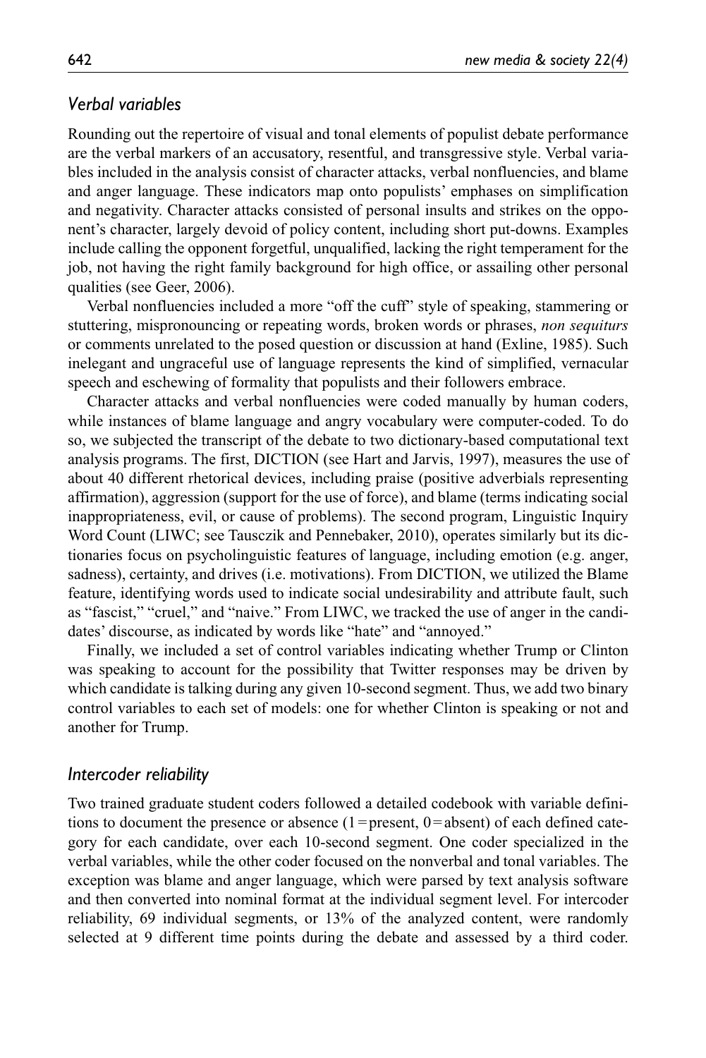### *Verbal variables*

Rounding out the repertoire of visual and tonal elements of populist debate performance are the verbal markers of an accusatory, resentful, and transgressive style. Verbal variables included in the analysis consist of character attacks, verbal nonfluencies, and blame and anger language. These indicators map onto populists' emphases on simplification and negativity. Character attacks consisted of personal insults and strikes on the opponent's character, largely devoid of policy content, including short put-downs. Examples include calling the opponent forgetful, unqualified, lacking the right temperament for the job, not having the right family background for high office, or assailing other personal qualities (see Geer, 2006).

Verbal nonfluencies included a more "off the cuff" style of speaking, stammering or stuttering, mispronouncing or repeating words, broken words or phrases, *non sequiturs* or comments unrelated to the posed question or discussion at hand (Exline, 1985). Such inelegant and ungraceful use of language represents the kind of simplified, vernacular speech and eschewing of formality that populists and their followers embrace.

Character attacks and verbal nonfluencies were coded manually by human coders, while instances of blame language and angry vocabulary were computer-coded. To do so, we subjected the transcript of the debate to two dictionary-based computational text analysis programs. The first, DICTION (see Hart and Jarvis, 1997), measures the use of about 40 different rhetorical devices, including praise (positive adverbials representing affirmation), aggression (support for the use of force), and blame (terms indicating social inappropriateness, evil, or cause of problems). The second program, Linguistic Inquiry Word Count (LIWC; see Tausczik and Pennebaker, 2010), operates similarly but its dictionaries focus on psycholinguistic features of language, including emotion (e.g. anger, sadness), certainty, and drives (i.e. motivations). From DICTION, we utilized the Blame feature, identifying words used to indicate social undesirability and attribute fault, such as "fascist," "cruel," and "naive." From LIWC, we tracked the use of anger in the candidates' discourse, as indicated by words like "hate" and "annoyed."

Finally, we included a set of control variables indicating whether Trump or Clinton was speaking to account for the possibility that Twitter responses may be driven by which candidate is talking during any given 10-second segment. Thus, we add two binary control variables to each set of models: one for whether Clinton is speaking or not and another for Trump.

### *Intercoder reliability*

Two trained graduate student coders followed a detailed codebook with variable definitions to document the presence or absence (1 = present, 0 = absent) of each defined category for each candidate, over each 10-second segment. One coder specialized in the verbal variables, while the other coder focused on the nonverbal and tonal variables. The exception was blame and anger language, which were parsed by text analysis software and then converted into nominal format at the individual segment level. For intercoder reliability, 69 individual segments, or 13% of the analyzed content, were randomly selected at 9 different time points during the debate and assessed by a third coder.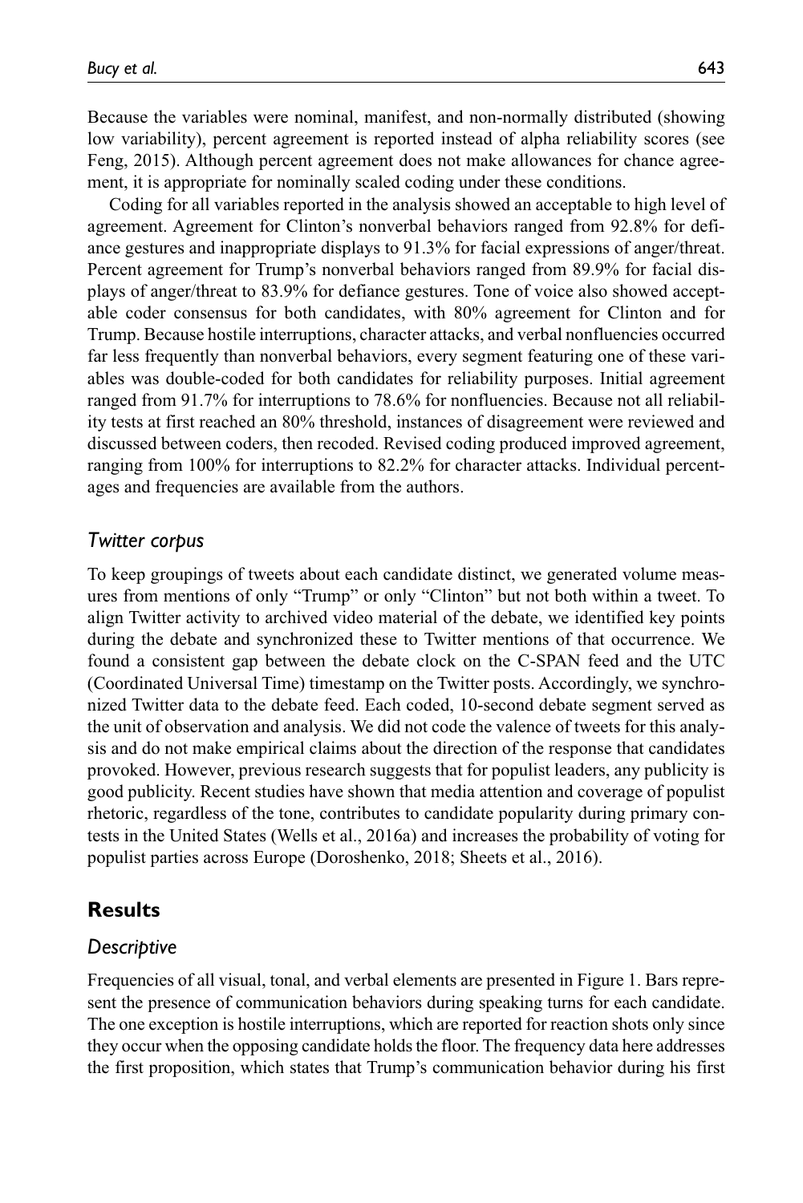Because the variables were nominal, manifest, and non-normally distributed (showing low variability), percent agreement is reported instead of alpha reliability scores (see Feng, 2015). Although percent agreement does not make allowances for chance agreement, it is appropriate for nominally scaled coding under these conditions.

Coding for all variables reported in the analysis showed an acceptable to high level of agreement. Agreement for Clinton's nonverbal behaviors ranged from 92.8% for defiance gestures and inappropriate displays to 91.3% for facial expressions of anger/threat. Percent agreement for Trump's nonverbal behaviors ranged from 89.9% for facial displays of anger/threat to 83.9% for defiance gestures. Tone of voice also showed acceptable coder consensus for both candidates, with 80% agreement for Clinton and for Trump. Because hostile interruptions, character attacks, and verbal nonfluencies occurred far less frequently than nonverbal behaviors, every segment featuring one of these variables was double-coded for both candidates for reliability purposes. Initial agreement ranged from 91.7% for interruptions to 78.6% for nonfluencies. Because not all reliability tests at first reached an 80% threshold, instances of disagreement were reviewed and discussed between coders, then recoded. Revised coding produced improved agreement, ranging from 100% for interruptions to 82.2% for character attacks. Individual percentages and frequencies are available from the authors.

### *Twitter corpus*

To keep groupings of tweets about each candidate distinct, we generated volume measures from mentions of only "Trump" or only "Clinton" but not both within a tweet. To align Twitter activity to archived video material of the debate, we identified key points during the debate and synchronized these to Twitter mentions of that occurrence. We found a consistent gap between the debate clock on the C-SPAN feed and the UTC (Coordinated Universal Time) timestamp on the Twitter posts. Accordingly, we synchronized Twitter data to the debate feed. Each coded, 10-second debate segment served as the unit of observation and analysis. We did not code the valence of tweets for this analysis and do not make empirical claims about the direction of the response that candidates provoked. However, previous research suggests that for populist leaders, any publicity is good publicity. Recent studies have shown that media attention and coverage of populist rhetoric, regardless of the tone, contributes to candidate popularity during primary contests in the United States (Wells et al., 2016a) and increases the probability of voting for populist parties across Europe (Doroshenko, 2018; Sheets et al., 2016).

## Results

### *Descriptive*

Frequencies of all visual, tonal, and verbal elements are presented in Figure 1. Bars represent the presence of communication behaviors during speaking turns for each candidate. The one exception is hostile interruptions, which are reported for reaction shots only since they occur when the opposing candidate holds the floor. The frequency data here addresses the first proposition, which states that Trump's communication behavior during his first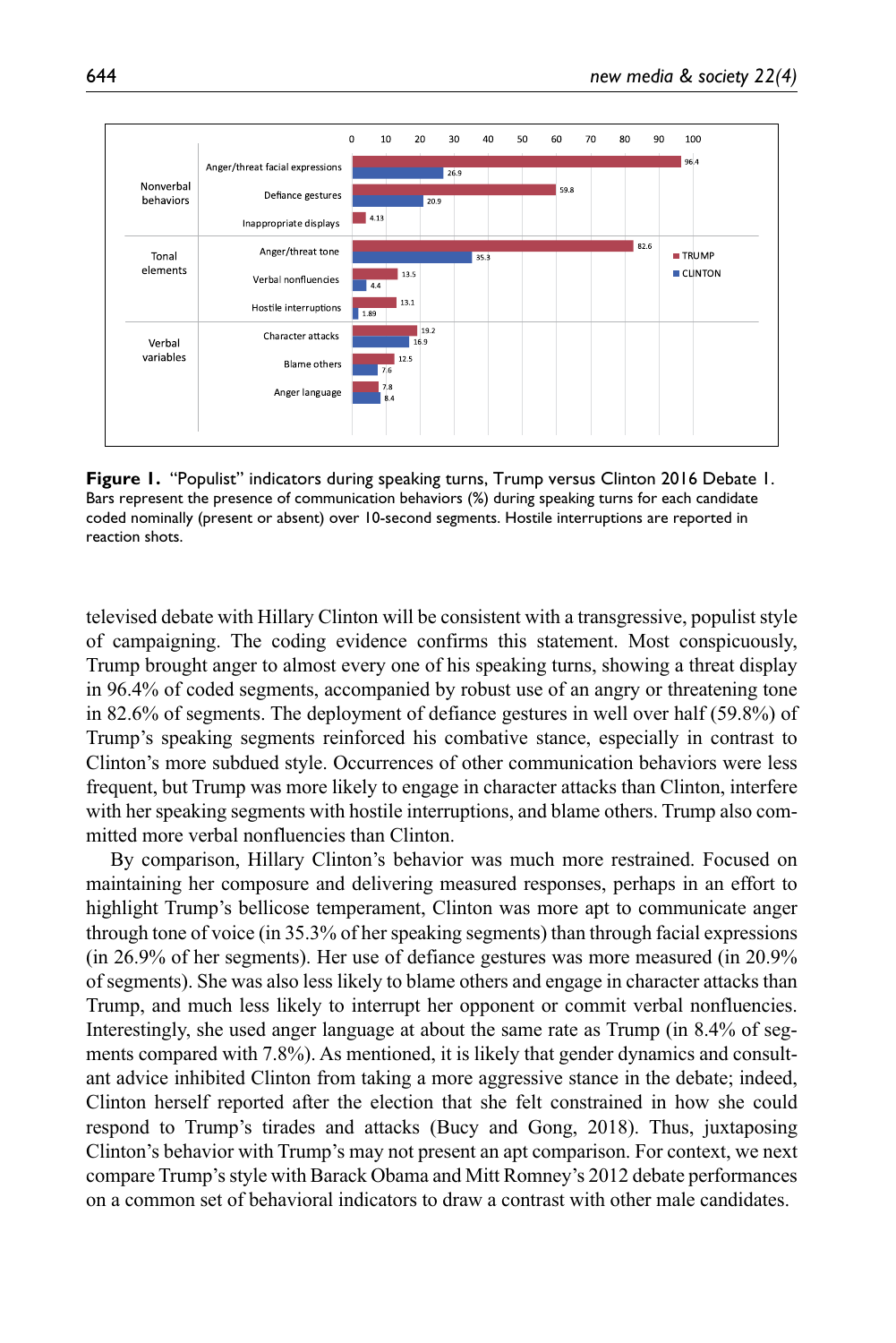| | | TRUMP | CLINTON |
|---|---|---|---|
| Nonverbal behaviors | Anger/threat facial expressions | 96.4 | 26.9 |
| | Defiance gestures | 59.8 | 20.9 |
| | Inappropriate displays | 4.13 | |
| Tonal elements | Anger/threat tone | 82.6 | 35.3 |
| | Verbal nonfluencies | 13.5 | 4.4 |
| | Hostile interruptions | 13.1 | 1.89 |
| Verbal variables | Character attacks | 19.2 | 16.9 |
| | Blame others | 12.5 | 7.6 |
| | Anger language | 7.8 | 8.4 |

**Figure 1.** "Populist" indicators during speaking turns, Trump versus Clinton 2016 Debate 1. Bars represent the presence of communication behaviors (%) during speaking turns for each candidate coded nominally (present or absent) over 10-second segments. Hostile interruptions are reported in reaction shots.

televised debate with Hillary Clinton will be consistent with a transgressive, populist style of campaigning. The coding evidence confirms this statement. Most conspicuously, Trump brought anger to almost every one of his speaking turns, showing a threat display in 96.4% of coded segments, accompanied by robust use of an angry or threatening tone in 82.6% of segments. The deployment of defiance gestures in well over half (59.8%) of Trump's speaking segments reinforced his combative stance, especially in contrast to Clinton's more subdued style. Occurrences of other communication behaviors were less frequent, but Trump was more likely to engage in character attacks than Clinton, interfere with her speaking segments with hostile interruptions, and blame others. Trump also committed more verbal nonfluencies than Clinton.

By comparison, Hillary Clinton's behavior was much more restrained. Focused on maintaining her composure and delivering measured responses, perhaps in an effort to highlight Trump's bellicose temperament, Clinton was more apt to communicate anger through tone of voice (in 35.3% of her speaking segments) than through facial expressions (in 26.9% of her segments). Her use of defiance gestures was more measured (in 20.9% of segments). She was also less likely to blame others and engage in character attacks than Trump, and much less likely to interrupt her opponent or commit verbal nonfluencies. Interestingly, she used anger language at about the same rate as Trump (in 8.4% of segments compared with 7.8%). As mentioned, it is likely that gender dynamics and consultant advice inhibited Clinton from taking a more aggressive stance in the debate; indeed, Clinton herself reported after the election that she felt constrained in how she could respond to Trump's tirades and attacks (Bucy and Gong, 2018). Thus, juxtaposing Clinton's behavior with Trump's may not present an apt comparison. For context, we next compare Trump's style with Barack Obama and Mitt Romney's 2012 debate performances on a common set of behavioral indicators to draw a contrast with other male candidates.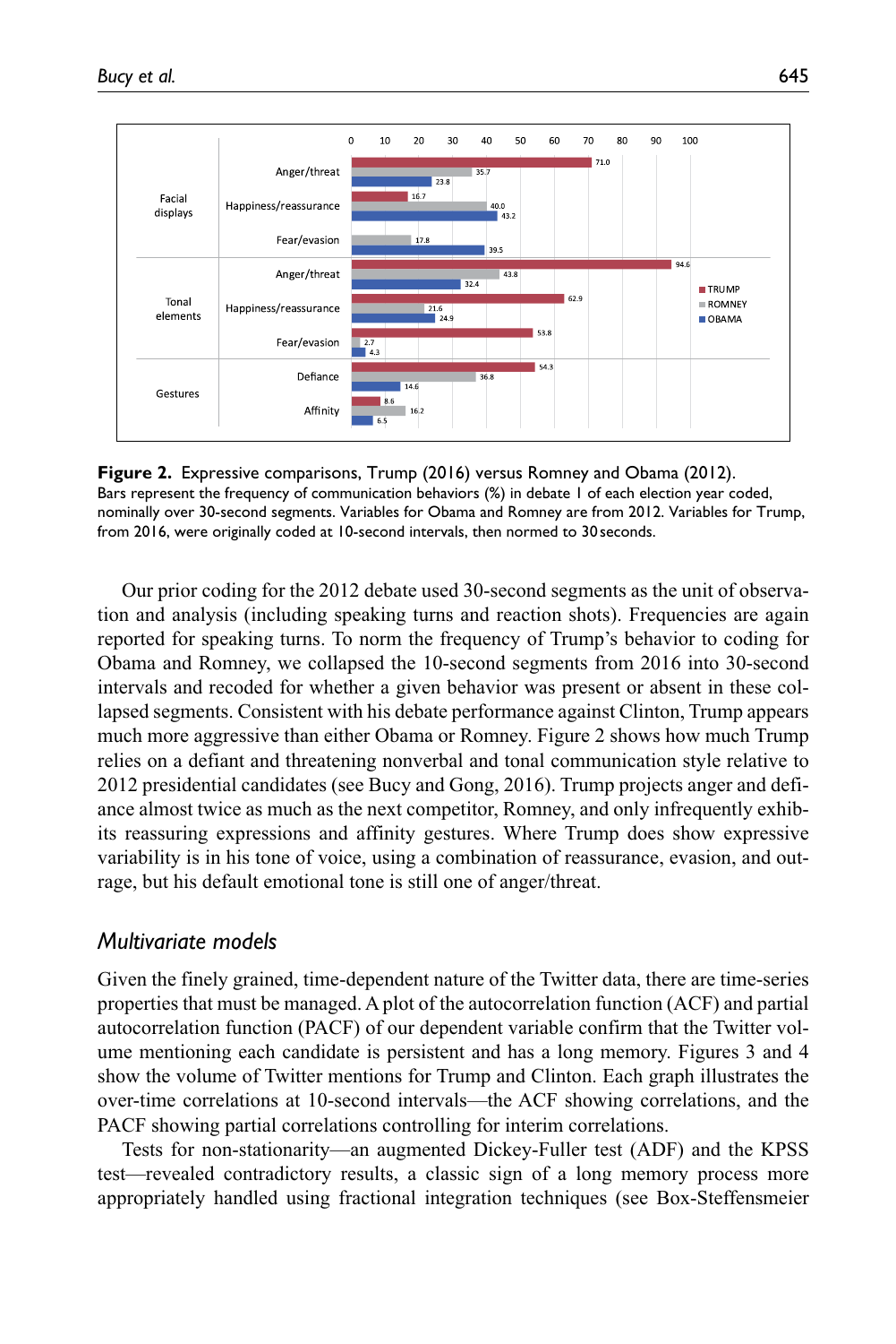| | | TRUMP | ROMNEY | OBAMA |
|---|---|---|---|---|
| Facial displays | Anger/threat | 71.0 | 35.7 | 23.8 |
| | Happiness/reassurance | 16.7 | 40.0 | 43.2 |
| | Fear/evasion | | 17.8 | 39.5 |
| Tonal elements | Anger/threat | 94.6 | 43.8 | 32.4 |
| | Happiness/reassurance | 62.9 | 21.6 | 24.9 |
| | Fear/evasion | 53.8 | 2.7 | 4.3 |
| Gestures | Defiance | 54.3 | 36.8 | 14.6 |
| | Affinity | 8.6 | 16.2 | 6.5 |

**Figure 2.** Expressive comparisons, Trump (2016) versus Romney and Obama (2012).
Bars represent the frequency of communication behaviors (%) in debate 1 of each election year coded, nominally over 30-second segments. Variables for Obama and Romney are from 2012. Variables for Trump, from 2016, were originally coded at 10-second intervals, then normed to 30 seconds.

Our prior coding for the 2012 debate used 30-second segments as the unit of observation and analysis (including speaking turns and reaction shots). Frequencies are again reported for speaking turns. To norm the frequency of Trump's behavior to coding for Obama and Romney, we collapsed the 10-second segments from 2016 into 30-second intervals and recoded for whether a given behavior was present or absent in these collapsed segments. Consistent with his debate performance against Clinton, Trump appears much more aggressive than either Obama or Romney. Figure 2 shows how much Trump relies on a defiant and threatening nonverbal and tonal communication style relative to 2012 presidential candidates (see Bucy and Gong, 2016). Trump projects anger and defiance almost twice as much as the next competitor, Romney, and only infrequently exhibits reassuring expressions and affinity gestures. Where Trump does show expressive variability is in his tone of voice, using a combination of reassurance, evasion, and outrage, but his default emotional tone is still one of anger/threat.

## *Multivariate models*

Given the finely grained, time-dependent nature of the Twitter data, there are time-series properties that must be managed. A plot of the autocorrelation function (ACF) and partial autocorrelation function (PACF) of our dependent variable confirm that the Twitter volume mentioning each candidate is persistent and has a long memory. Figures 3 and 4 show the volume of Twitter mentions for Trump and Clinton. Each graph illustrates the over-time correlations at 10-second intervals—the ACF showing correlations, and the PACF showing partial correlations controlling for interim correlations.

Tests for non-stationarity—an augmented Dickey-Fuller test (ADF) and the KPSS test—revealed contradictory results, a classic sign of a long memory process more appropriately handled using fractional integration techniques (see Box-Steffensmeier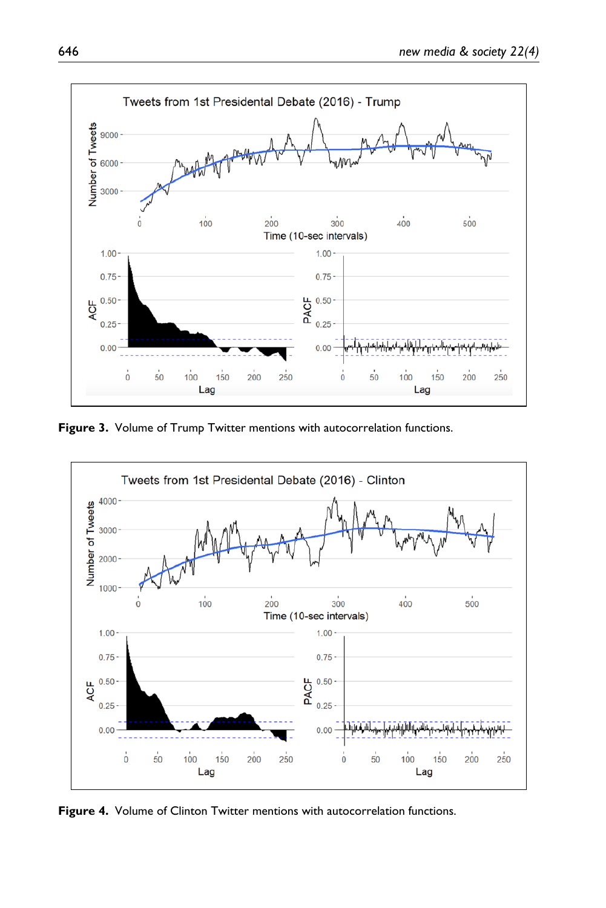**Figure 3.** Volume of Trump Twitter mentions with autocorrelation functions.

**Figure 4.** Volume of Clinton Twitter mentions with autocorrelation functions.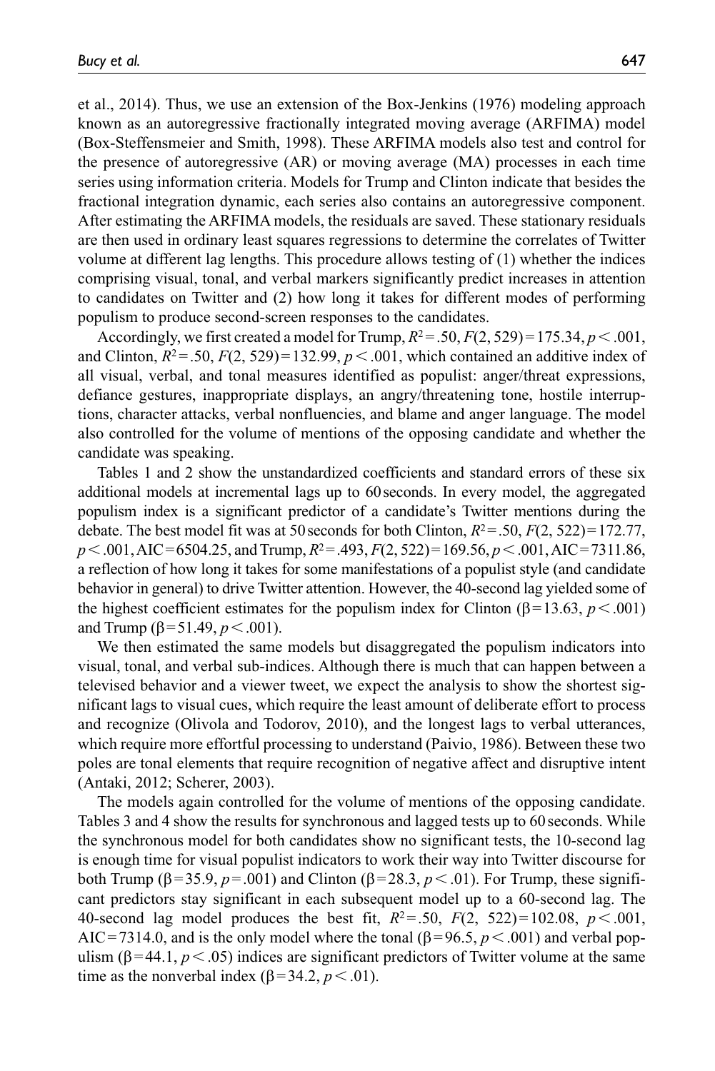et al., 2014). Thus, we use an extension of the Box-Jenkins (1976) modeling approach known as an autoregressive fractionally integrated moving average (ARFIMA) model (Box-Steffensmeier and Smith, 1998). These ARFIMA models also test and control for the presence of autoregressive (AR) or moving average (MA) processes in each time series using information criteria. Models for Trump and Clinton indicate that besides the fractional integration dynamic, each series also contains an autoregressive component. After estimating the ARFIMA models, the residuals are saved. These stationary residuals are then used in ordinary least squares regressions to determine the correlates of Twitter volume at different lag lengths. This procedure allows testing of (1) whether the indices comprising visual, tonal, and verbal markers significantly predict increases in attention to candidates on Twitter and (2) how long it takes for different modes of performing populism to produce second-screen responses to the candidates.

Accordingly, we first created a model for Trump, $R^2 = .50$, $F(2, 529) = 175.34$, $p < .001$, and Clinton, $R^2 = .50$, $F(2, 529) = 132.99$, $p < .001$, which contained an additive index of all visual, verbal, and tonal measures identified as populist: anger/threat expressions, defiance gestures, inappropriate displays, an angry/threatening tone, hostile interruptions, character attacks, verbal nonfluencies, and blame and anger language. The model also controlled for the volume of mentions of the opposing candidate and whether the candidate was speaking.

Tables 1 and 2 show the unstandardized coefficients and standard errors of these six additional models at incremental lags up to 60 seconds. In every model, the aggregated populism index is a significant predictor of a candidate's Twitter mentions during the debate. The best model fit was at 50 seconds for both Clinton, $R^2 = .50$, $F(2, 522) = 172.77$, $p < .001$, AIC = 6504.25, and Trump, $R^2 = .493$, $F(2, 522) = 169.56$, $p < .001$, AIC = 7311.86, a reflection of how long it takes for some manifestations of a populist style (and candidate behavior in general) to drive Twitter attention. However, the 40-second lag yielded some of the highest coefficient estimates for the populism index for Clinton ($\beta = 13.63$, $p < .001$) and Trump ($\beta = 51.49$, $p < .001$).

We then estimated the same models but disaggregated the populism indicators into visual, tonal, and verbal sub-indices. Although there is much that can happen between a televised behavior and a viewer tweet, we expect the analysis to show the shortest significant lags to visual cues, which require the least amount of deliberate effort to process and recognize (Olivola and Todorov, 2010), and the longest lags to verbal utterances, which require more effortful processing to understand (Paivio, 1986). Between these two poles are tonal elements that require recognition of negative affect and disruptive intent (Antaki, 2012; Scherer, 2003).

The models again controlled for the volume of mentions of the opposing candidate. Tables 3 and 4 show the results for synchronous and lagged tests up to 60 seconds. While the synchronous model for both candidates show no significant tests, the 10-second lag is enough time for visual populist indicators to work their way into Twitter discourse for both Trump ($\beta = 35.9$, $p = .001$) and Clinton ($\beta = 28.3$, $p < .01$). For Trump, these significant predictors stay significant in each subsequent model up to a 60-second lag. The 40-second lag model produces the best fit, $R^2 = .50$, $F(2, 522) = 102.08$, $p < .001$, AIC = 7314.0, and is the only model where the tonal ($\beta = 96.5$, $p < .001$) and verbal populism ($\beta = 44.1$, $p < .05$) indices are significant predictors of Twitter volume at the same time as the nonverbal index ($\beta = 34.2$, $p < .01$).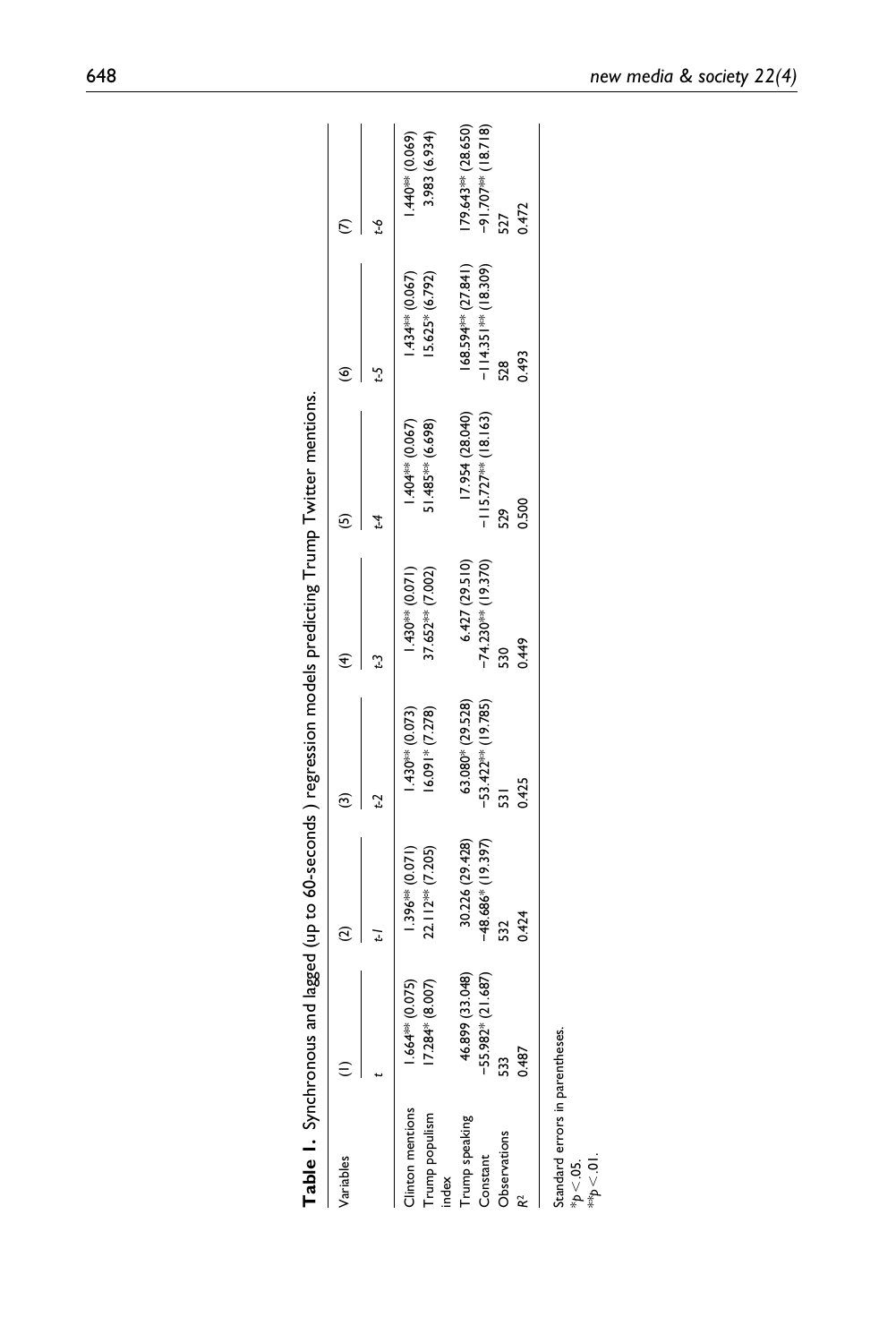**Table 1.** Synchronous and lagged (up to 60-seconds ) regression models predicting Trump Twitter mentions.

| Variables | (1) | (2) | (3) | (4) | (5) | (6) | (7) |
|---|---|---|---|---|---|---|---|
| | *t* | *t-1* | *t-2* | *t-3* | *t-4* | *t-5* | *t-6* |
| Clinton mentions | 1.664** (0.075) | 1.396** (0.071) | 1.430** (0.073) | 1.430** (0.071) | 1.404** (0.067) | 1.434** (0.067) | 1.440** (0.069) |
| Trump populism index | 17.284* (8.007) | 22.112** (7.205) | 16.091* (7.278) | 37.652** (7.002) | 51.485** (6.698) | 15.625* (6.792) | 3.983 (6.934) |
| Trump speaking | 46.899 (33.048) | 30.226 (29.428) | 63.080* (29.528) | 6.427 (29.510) | 17.954 (28.040) | 168.594** (27.841) | 179.643** (28.650) |
| Constant | −55.982* (21.687) | −48.686* (19.397) | −53.422** (19.785) | −74.230** (19.370) | −115.727** (18.163) | −114.351** (18.309) | −91.707** (18.718) |
| Observations | 533 | 532 | 531 | 530 | 529 | 528 | 527 |
| $R^2$ | 0.487 | 0.424 | 0.425 | 0.449 | 0.500 | 0.493 | 0.472 |

Standard errors in parentheses.
*$p < .05$.
**$p < .01$.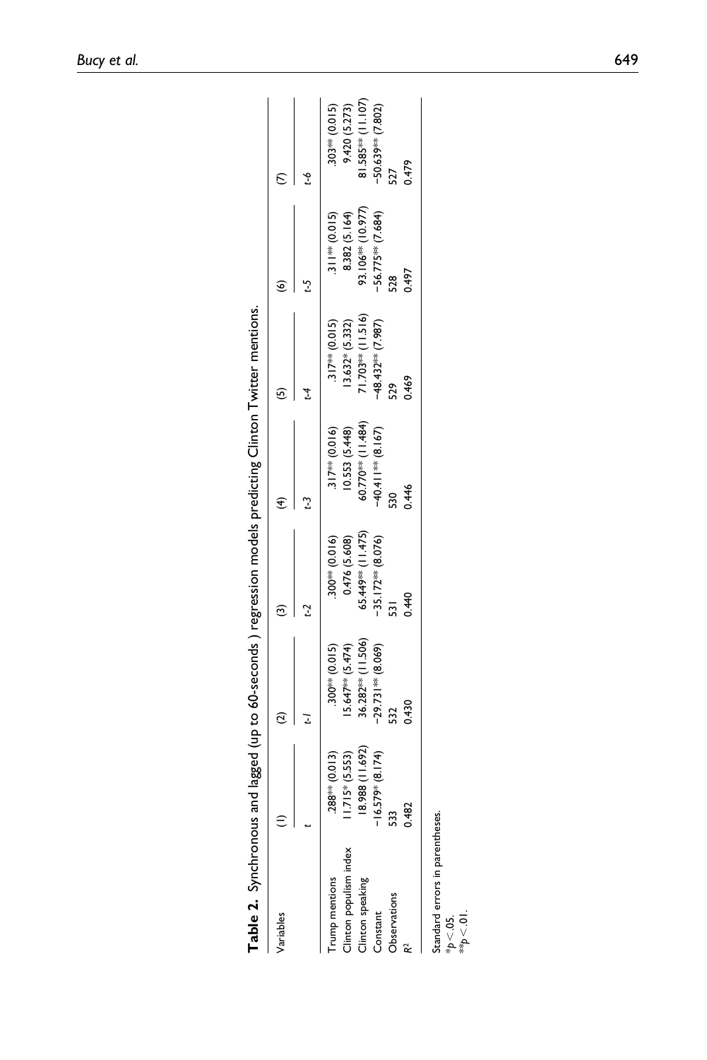**Table 2.** Synchronous and lagged (up to 60-seconds ) regression models predicting Clinton Twitter mentions.

| Variables | (1) | (2) | (3) | (4) | (5) | (6) | (7) |
|---|---|---|---|---|---|---|---|
| | *t* | *t-1* | *t-2* | *t-3* | *t-4* | *t-5* | *t-6* |
| Trump mentions | .288** (0.013) | .300** (0.015) | .300** (0.016) | .317** (0.016) | .317** (0.015) | .311** (0.015) | .303** (0.015) |
| Clinton populism index | 11.715* (5.553) | 15.647** (5.474) | 0.476 (5.608) | 10.553 (5.448) | 13.632* (5.332) | 8.382 (5.164) | 9.420 (5.273) |
| Clinton speaking | 18.988 (11.692) | 36.282** (11.506) | 65.449** (11.475) | 60.770** (11.484) | 71.703** (11.516) | 93.106** (10.977) | 81.585** (11.107) |
| Constant | −16.579* (8.174) | −29.731** (8.069) | −35.172** (8.076) | −40.411** (8.167) | −48.432** (7.987) | −56.775** (7.684) | −50.639** (7.802) |
| Observations | 533 | 532 | 531 | 530 | 529 | 528 | 527 |
| $R^2$ | 0.482 | 0.430 | 0.440 | 0.446 | 0.469 | 0.497 | 0.479 |

Standard errors in parentheses.
*$p < .05$.
**$p < .01$.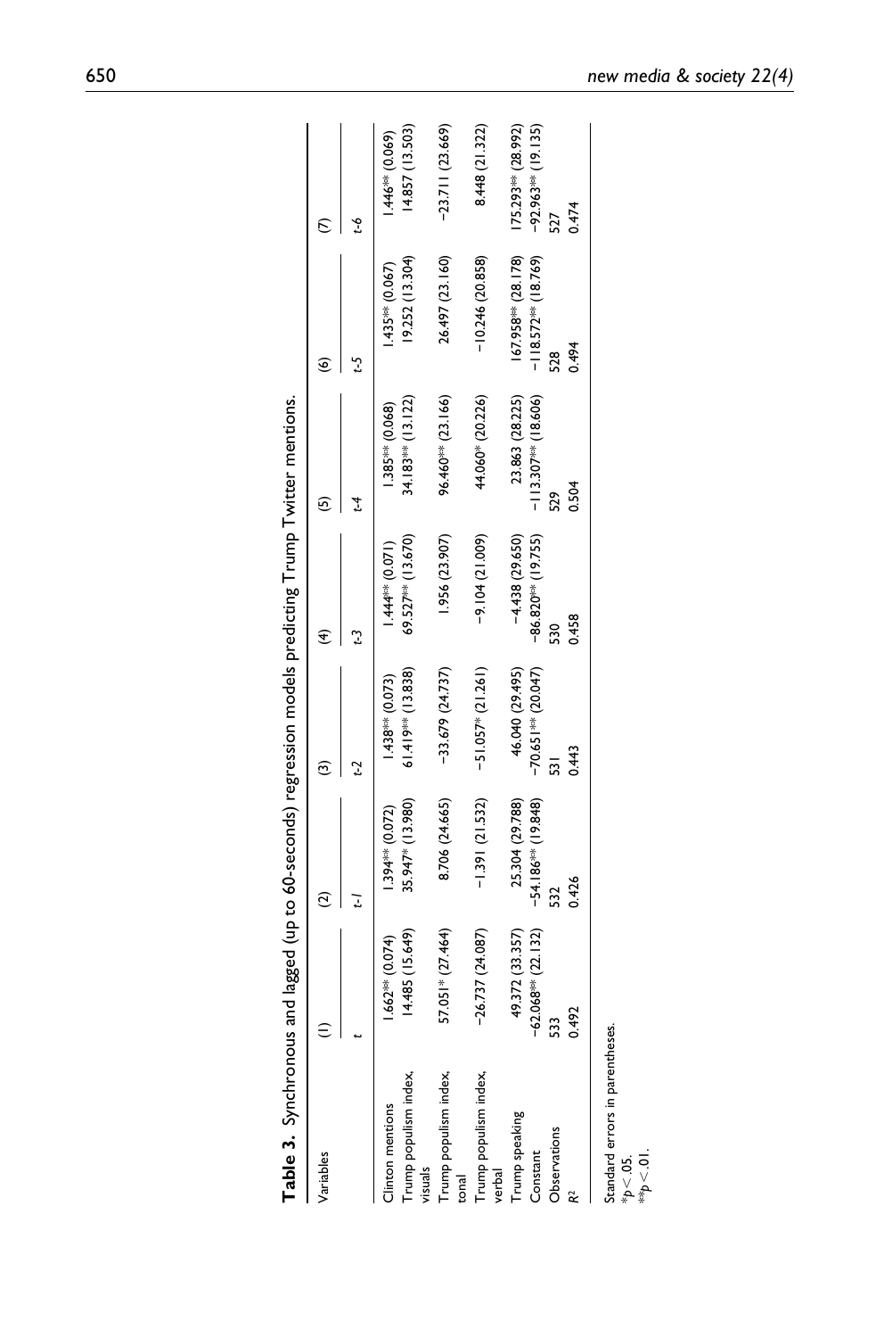**Table 3.** Synchronous and lagged (up to 60-seconds) regression models predicting Trump Twitter mentions.

| Variables | (1) | (2) | (3) | (4) | (5) | (6) | (7) |
|---|---|---|---|---|---|---|---|
| | *t* | *t-1* | *t-2* | *t-3* | *t-4* | *t-5* | *t-6* |
| Clinton mentions | 1.662** (0.074) | 1.394** (0.072) | 1.438** (0.073) | 1.444** (0.071) | 1.385** (0.068) | 1.435** (0.067) | 1.446** (0.069) |
| Trump populism index, visuals | 14.485 (15.649) | 35.947* (13.980) | 61.419** (13.838) | 69.527** (13.670) | 34.183** (13.122) | 19.252 (13.304) | 14.857 (13.503) |
| Trump populism index, tonal | 57.051* (27.464) | 8.706 (24.665) | −33.679 (24.737) | 1.956 (23.907) | 96.460** (23.166) | 26.497 (23.160) | −23.711 (23.669) |
| Trump populism index, verbal | −26.737 (24.087) | −1.391 (21.532) | −51.057* (21.261) | −9.104 (21.009) | 44.060* (20.226) | −10.246 (20.858) | 8.448 (21.322) |
| Trump speaking | 49.372 (33.357) | 25.304 (29.788) | 46.040 (29.495) | −4.438 (29.650) | 23.863 (28.225) | 167.958** (28.178) | 175.293** (28.992) |
| Constant | −62.068** (22.132) | −54.186** (19.848) | −70.651** (20.047) | −86.820** (19.755) | −113.307** (18.606) | −118.572** (18.769) | −92.963** (19.135) |
| Observations | 533 | 532 | 531 | 530 | 529 | 528 | 527 |
| $R^2$ | 0.492 | 0.426 | 0.443 | 0.458 | 0.504 | 0.494 | 0.474 |

Standard errors in parentheses.
$*p < .05$.
$**p < .01$.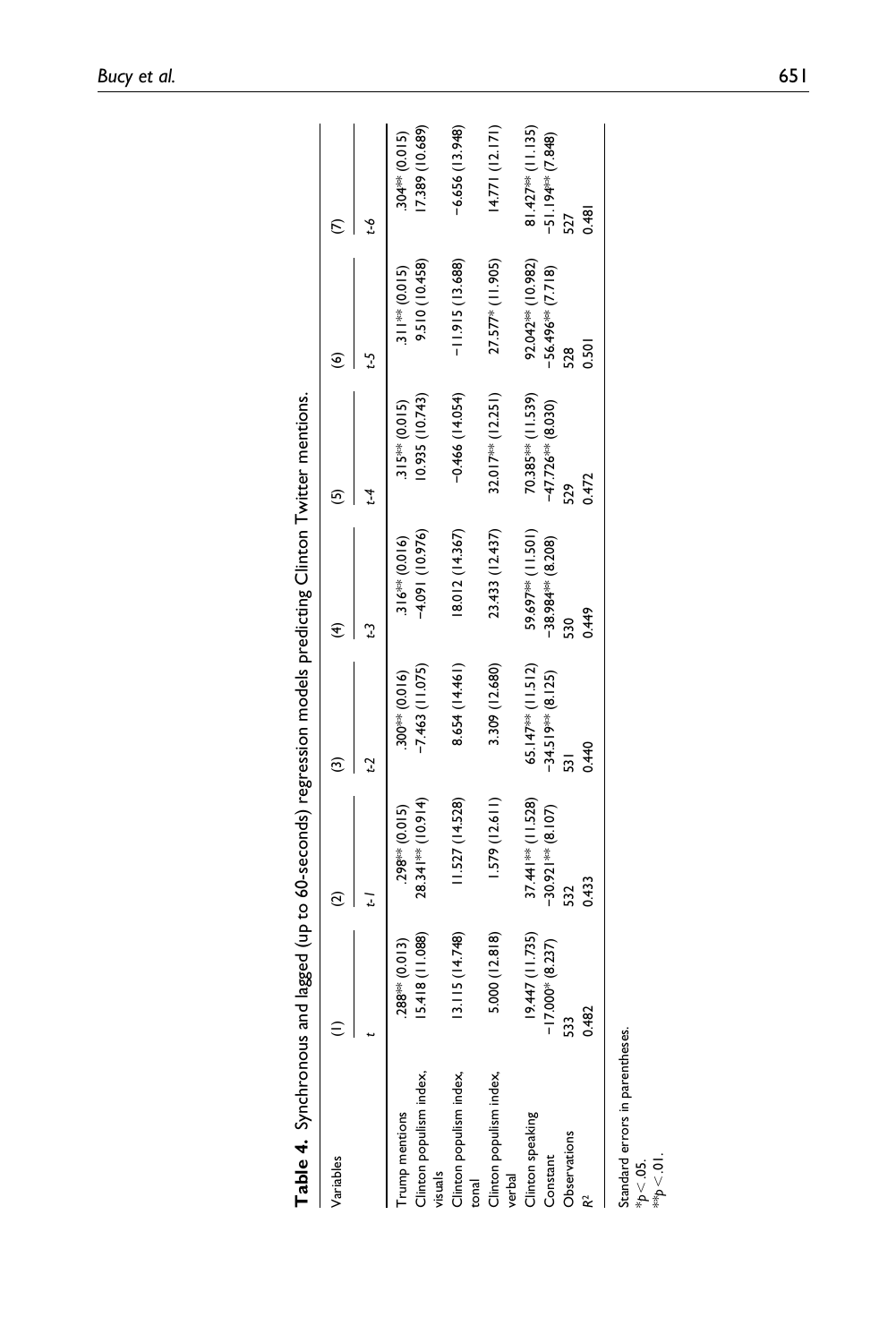**Table 4.** Synchronous and lagged (up to 60-seconds) regression models predicting Clinton Twitter mentions.

| Variables | (1) | (2) | (3) | (4) | (5) | (6) | (7) |
|---|---|---|---|---|---|---|---|
| | t | t-1 | t-2 | t-3 | t-4 | t-5 | t-6 |
| Trump mentions | .288** (0.013) | .298** (0.015) | .300** (0.016) | .316** (0.016) | .315** (0.015) | .311** (0.015) | .304** (0.015) |
| Clinton populism index, visuals | 15.418 (11.088) | 28.341** (10.914) | −7.463 (11.075) | −4.091 (10.976) | 10.935 (10.743) | 9.510 (10.458) | 17.389 (10.689) |
| Clinton populism index, tonal | 13.115 (14.748) | 11.527 (14.528) | 8.654 (14.461) | 18.012 (14.367) | −0.466 (14.054) | −11.915 (13.688) | −6.656 (13.948) |
| Clinton populism index, verbal | 5.000 (12.818) | 1.579 (12.611) | 3.309 (12.680) | 23.433 (12.437) | 32.017** (12.251) | 27.577* (11.905) | 14.771 (12.171) |
| Clinton speaking | 19.447 (11.735) | 37.441** (11.528) | 65.147** (11.512) | 59.697** (11.501) | 70.385** (11.539) | 92.042** (10.982) | 81.427** (11.135) |
| Constant | −17.000* (8.237) | −30.921** (8.107) | −34.519** (8.125) | −38.984** (8.208) | −47.726** (8.030) | −56.496** (7.718) | −51.194** (7.848) |
| Observations | 533 | 532 | 531 | 530 | 529 | 528 | 527 |
| $R^2$ | 0.482 | 0.433 | 0.440 | 0.449 | 0.472 | 0.501 | 0.481 |

Standard errors in parentheses.
$*p < .05$.
$**p < .01$.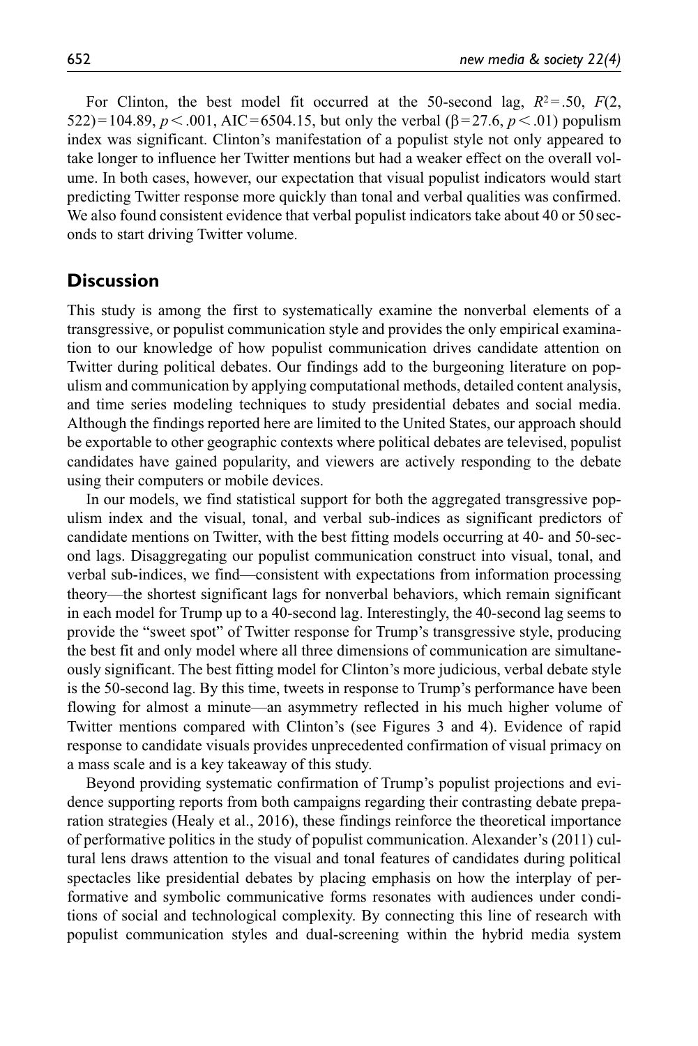For Clinton, the best model fit occurred at the 50-second lag, $R^2 = .50$, $F(2, 522) = 104.89$, $p < .001$, AIC = 6504.15, but only the verbal ($\beta = 27.6$, $p < .01$) populism index was significant. Clinton's manifestation of a populist style not only appeared to take longer to influence her Twitter mentions but had a weaker effect on the overall volume. In both cases, however, our expectation that visual populist indicators would start predicting Twitter response more quickly than tonal and verbal qualities was confirmed. We also found consistent evidence that verbal populist indicators take about 40 or 50 seconds to start driving Twitter volume.

## Discussion

This study is among the first to systematically examine the nonverbal elements of a transgressive, or populist communication style and provides the only empirical examination to our knowledge of how populist communication drives candidate attention on Twitter during political debates. Our findings add to the burgeoning literature on populism and communication by applying computational methods, detailed content analysis, and time series modeling techniques to study presidential debates and social media. Although the findings reported here are limited to the United States, our approach should be exportable to other geographic contexts where political debates are televised, populist candidates have gained popularity, and viewers are actively responding to the debate using their computers or mobile devices.

In our models, we find statistical support for both the aggregated transgressive populism index and the visual, tonal, and verbal sub-indices as significant predictors of candidate mentions on Twitter, with the best fitting models occurring at 40- and 50-second lags. Disaggregating our populist communication construct into visual, tonal, and verbal sub-indices, we find—consistent with expectations from information processing theory—the shortest significant lags for nonverbal behaviors, which remain significant in each model for Trump up to a 40-second lag. Interestingly, the 40-second lag seems to provide the "sweet spot" of Twitter response for Trump's transgressive style, producing the best fit and only model where all three dimensions of communication are simultaneously significant. The best fitting model for Clinton's more judicious, verbal debate style is the 50-second lag. By this time, tweets in response to Trump's performance have been flowing for almost a minute—an asymmetry reflected in his much higher volume of Twitter mentions compared with Clinton's (see Figures 3 and 4). Evidence of rapid response to candidate visuals provides unprecedented confirmation of visual primacy on a mass scale and is a key takeaway of this study.

Beyond providing systematic confirmation of Trump's populist projections and evidence supporting reports from both campaigns regarding their contrasting debate preparation strategies (Healy et al., 2016), these findings reinforce the theoretical importance of performative politics in the study of populist communication. Alexander's (2011) cultural lens draws attention to the visual and tonal features of candidates during political spectacles like presidential debates by placing emphasis on how the interplay of performative and symbolic communicative forms resonates with audiences under conditions of social and technological complexity. By connecting this line of research with populist communication styles and dual-screening within the hybrid media system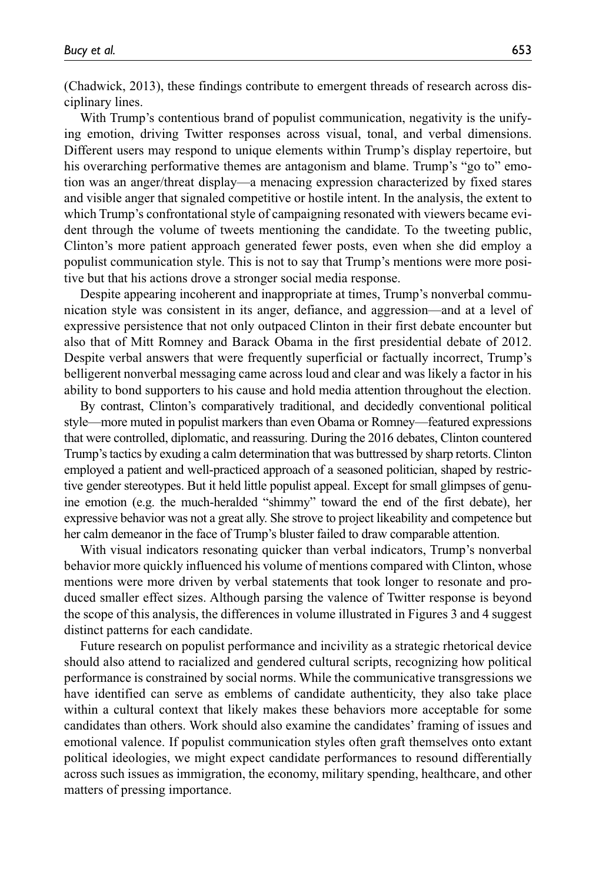(Chadwick, 2013), these findings contribute to emergent threads of research across disciplinary lines.

With Trump's contentious brand of populist communication, negativity is the unifying emotion, driving Twitter responses across visual, tonal, and verbal dimensions. Different users may respond to unique elements within Trump's display repertoire, but his overarching performative themes are antagonism and blame. Trump's "go to" emotion was an anger/threat display—a menacing expression characterized by fixed stares and visible anger that signaled competitive or hostile intent. In the analysis, the extent to which Trump's confrontational style of campaigning resonated with viewers became evident through the volume of tweets mentioning the candidate. To the tweeting public, Clinton's more patient approach generated fewer posts, even when she did employ a populist communication style. This is not to say that Trump's mentions were more positive but that his actions drove a stronger social media response.

Despite appearing incoherent and inappropriate at times, Trump's nonverbal communication style was consistent in its anger, defiance, and aggression—and at a level of expressive persistence that not only outpaced Clinton in their first debate encounter but also that of Mitt Romney and Barack Obama in the first presidential debate of 2012. Despite verbal answers that were frequently superficial or factually incorrect, Trump's belligerent nonverbal messaging came across loud and clear and was likely a factor in his ability to bond supporters to his cause and hold media attention throughout the election.

By contrast, Clinton's comparatively traditional, and decidedly conventional political style—more muted in populist markers than even Obama or Romney—featured expressions that were controlled, diplomatic, and reassuring. During the 2016 debates, Clinton countered Trump's tactics by exuding a calm determination that was buttressed by sharp retorts. Clinton employed a patient and well-practiced approach of a seasoned politician, shaped by restrictive gender stereotypes. But it held little populist appeal. Except for small glimpses of genuine emotion (e.g. the much-heralded "shimmy" toward the end of the first debate), her expressive behavior was not a great ally. She strove to project likeability and competence but her calm demeanor in the face of Trump's bluster failed to draw comparable attention.

With visual indicators resonating quicker than verbal indicators, Trump's nonverbal behavior more quickly influenced his volume of mentions compared with Clinton, whose mentions were more driven by verbal statements that took longer to resonate and produced smaller effect sizes. Although parsing the valence of Twitter response is beyond the scope of this analysis, the differences in volume illustrated in Figures 3 and 4 suggest distinct patterns for each candidate.

Future research on populist performance and incivility as a strategic rhetorical device should also attend to racialized and gendered cultural scripts, recognizing how political performance is constrained by social norms. While the communicative transgressions we have identified can serve as emblems of candidate authenticity, they also take place within a cultural context that likely makes these behaviors more acceptable for some candidates than others. Work should also examine the candidates' framing of issues and emotional valence. If populist communication styles often graft themselves onto extant political ideologies, we might expect candidate performances to resound differentially across such issues as immigration, the economy, military spending, healthcare, and other matters of pressing importance.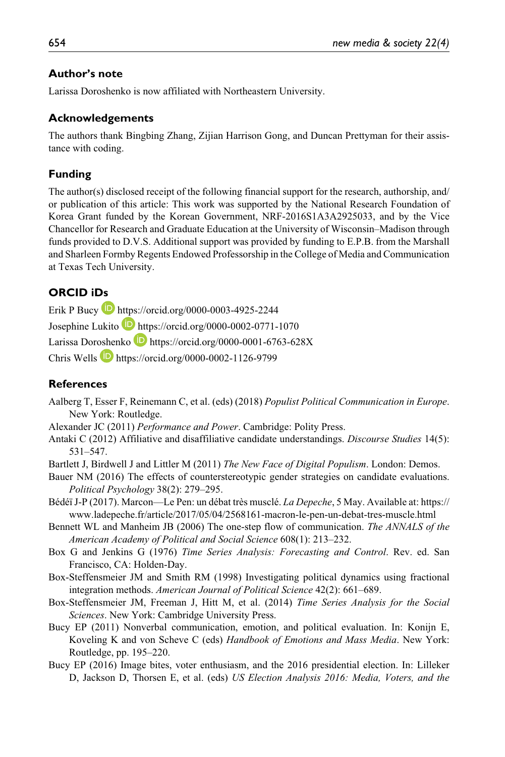## Author's note

Larissa Doroshenko is now affiliated with Northeastern University.

## Acknowledgements

The authors thank Bingbing Zhang, Zijian Harrison Gong, and Duncan Prettyman for their assistance with coding.

## Funding

The author(s) disclosed receipt of the following financial support for the research, authorship, and/or publication of this article: This work was supported by the National Research Foundation of Korea Grant funded by the Korean Government, NRF-2016S1A3A2925033, and by the Vice Chancellor for Research and Graduate Education at the University of Wisconsin–Madison through funds provided to D.V.S. Additional support was provided by funding to E.P.B. from the Marshall and Sharleen Formby Regents Endowed Professorship in the College of Media and Communication at Texas Tech University.

## ORCID iDs

Erik P Bucy https://orcid.org/0000-0003-4925-2244

Josephine Lukito https://orcid.org/0000-0002-0771-1070

Larissa Doroshenko https://orcid.org/0000-0001-6763-628X

Chris Wells https://orcid.org/0000-0002-1126-9799

## References

Aalberg T, Esser F, Reinemann C, et al. (eds) (2018) *Populist Political Communication in Europe*. New York: Routledge.

Alexander JC (2011) *Performance and Power*. Cambridge: Polity Press.

Antaki C (2012) Affiliative and disaffiliative candidate understandings. *Discourse Studies* 14(5): 531–547.

Bartlett J, Birdwell J and Littler M (2011) *The New Face of Digital Populism*. London: Demos.

Bauer NM (2016) The effects of counterstereotypic gender strategies on candidate evaluations. *Political Psychology* 38(2): 279–295.

Bédéï J-P (2017). Marcon—Le Pen: un débat très musclé. *La Depeche*, 5 May. Available at: https://www.ladepeche.fr/article/2017/05/04/2568161-macron-le-pen-un-debat-tres-muscle.html

Bennett WL and Manheim JB (2006) The one-step flow of communication. *The ANNALS of the American Academy of Political and Social Science* 608(1): 213–232.

Box G and Jenkins G (1976) *Time Series Analysis: Forecasting and Control*. Rev. ed. San Francisco, CA: Holden-Day.

Box-Steffensmeier JM and Smith RM (1998) Investigating political dynamics using fractional integration methods. *American Journal of Political Science* 42(2): 661–689.

Box-Steffensmeier JM, Freeman J, Hitt M, et al. (2014) *Time Series Analysis for the Social Sciences*. New York: Cambridge University Press.

Bucy EP (2011) Nonverbal communication, emotion, and political evaluation. In: Konijn E, Koveling K and von Scheve C (eds) *Handbook of Emotions and Mass Media*. New York: Routledge, pp. 195–220.

Bucy EP (2016) Image bites, voter enthusiasm, and the 2016 presidential election. In: Lilleker D, Jackson D, Thorsen E, et al. (eds) *US Election Analysis 2016: Media, Voters, and the*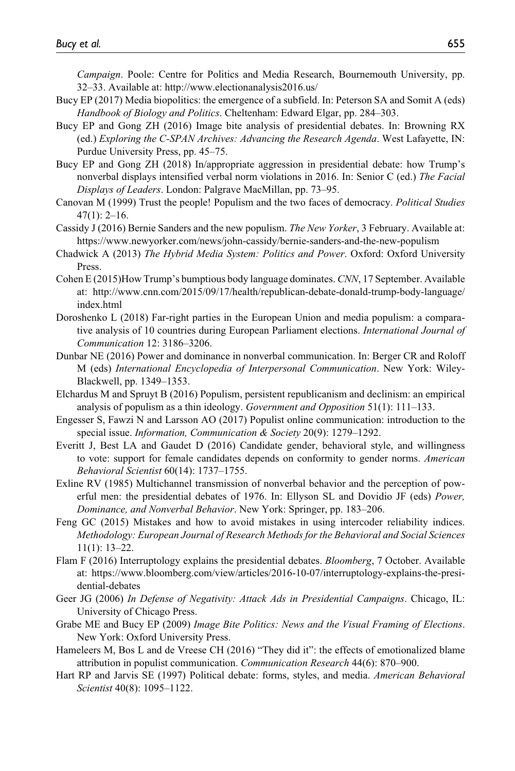*Campaign*. Poole: Centre for Politics and Media Research, Bournemouth University, pp. 32–33. Available at: http://www.electionanalysis2016.us/

Bucy EP (2017) Media biopolitics: the emergence of a subfield. In: Peterson SA and Somit A (eds) *Handbook of Biology and Politics*. Cheltenham: Edward Elgar, pp. 284–303.

Bucy EP and Gong ZH (2016) Image bite analysis of presidential debates. In: Browning RX (ed.) *Exploring the C-SPAN Archives: Advancing the Research Agenda*. West Lafayette, IN: Purdue University Press, pp. 45–75.

Bucy EP and Gong ZH (2018) In/appropriate aggression in presidential debate: how Trump's nonverbal displays intensified verbal norm violations in 2016. In: Senior C (ed.) *The Facial Displays of Leaders*. London: Palgrave MacMillan, pp. 73–95.

Canovan M (1999) Trust the people! Populism and the two faces of democracy. *Political Studies* 47(1): 2–16.

Cassidy J (2016) Bernie Sanders and the new populism. *The New Yorker*, 3 February. Available at: https://www.newyorker.com/news/john-cassidy/bernie-sanders-and-the-new-populism

Chadwick A (2013) *The Hybrid Media System: Politics and Power*. Oxford: Oxford University Press.

Cohen E (2015)How Trump's bumptious body language dominates. *CNN*, 17 September. Available at: http://www.cnn.com/2015/09/17/health/republican-debate-donald-trump-body-language/index.html

Doroshenko L (2018) Far-right parties in the European Union and media populism: a comparative analysis of 10 countries during European Parliament elections. *International Journal of Communication* 12: 3186–3206.

Dunbar NE (2016) Power and dominance in nonverbal communication. In: Berger CR and Roloff M (eds) *International Encyclopedia of Interpersonal Communication*. New York: Wiley-Blackwell, pp. 1349–1353.

Elchardus M and Spruyt B (2016) Populism, persistent republicanism and declinism: an empirical analysis of populism as a thin ideology. *Government and Opposition* 51(1): 111–133.

Engesser S, Fawzi N and Larsson AO (2017) Populist online communication: introduction to the special issue. *Information, Communication & Society* 20(9): 1279–1292.

Everitt J, Best LA and Gaudet D (2016) Candidate gender, behavioral style, and willingness to vote: support for female candidates depends on conformity to gender norms. *American Behavioral Scientist* 60(14): 1737–1755.

Exline RV (1985) Multichannel transmission of nonverbal behavior and the perception of powerful men: the presidential debates of 1976. In: Ellyson SL and Dovidio JF (eds) *Power, Dominance, and Nonverbal Behavior*. New York: Springer, pp. 183–206.

Feng GC (2015) Mistakes and how to avoid mistakes in using intercoder reliability indices. *Methodology: European Journal of Research Methods for the Behavioral and Social Sciences* 11(1): 13–22.

Flam F (2016) Interruptology explains the presidential debates. *Bloomberg*, 7 October. Available at: https://www.bloomberg.com/view/articles/2016-10-07/interruptology-explains-the-presidential-debates

Geer JG (2006) *In Defense of Negativity: Attack Ads in Presidential Campaigns*. Chicago, IL: University of Chicago Press.

Grabe ME and Bucy EP (2009) *Image Bite Politics: News and the Visual Framing of Elections*. New York: Oxford University Press.

Hameleers M, Bos L and de Vreese CH (2016) "They did it": the effects of emotionalized blame attribution in populist communication. *Communication Research* 44(6): 870–900.

Hart RP and Jarvis SE (1997) Political debate: forms, styles, and media. *American Behavioral Scientist* 40(8): 1095–1122.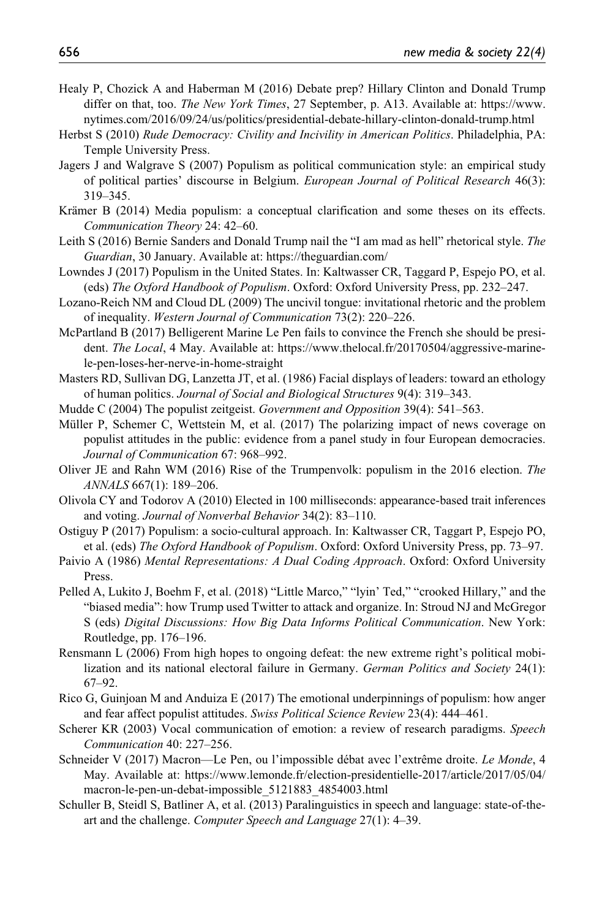Healy P, Chozick A and Haberman M (2016) Debate prep? Hillary Clinton and Donald Trump differ on that, too. *The New York Times*, 27 September, p. A13. Available at: https://www.nytimes.com/2016/09/24/us/politics/presidential-debate-hillary-clinton-donald-trump.html

Herbst S (2010) *Rude Democracy: Civility and Incivility in American Politics*. Philadelphia, PA: Temple University Press.

Jagers J and Walgrave S (2007) Populism as political communication style: an empirical study of political parties' discourse in Belgium. *European Journal of Political Research* 46(3): 319–345.

Krämer B (2014) Media populism: a conceptual clarification and some theses on its effects. *Communication Theory* 24: 42–60.

Leith S (2016) Bernie Sanders and Donald Trump nail the "I am mad as hell" rhetorical style. *The Guardian*, 30 January. Available at: https://theguardian.com/

Lowndes J (2017) Populism in the United States. In: Kaltwasser CR, Taggard P, Espejo PO, et al. (eds) *The Oxford Handbook of Populism*. Oxford: Oxford University Press, pp. 232–247.

Lozano-Reich NM and Cloud DL (2009) The uncivil tongue: invitational rhetoric and the problem of inequality. *Western Journal of Communication* 73(2): 220–226.

McPartland B (2017) Belligerent Marine Le Pen fails to convince the French she should be president. *The Local*, 4 May. Available at: https://www.thelocal.fr/20170504/aggressive-marine-le-pen-loses-her-nerve-in-home-straight

Masters RD, Sullivan DG, Lanzetta JT, et al. (1986) Facial displays of leaders: toward an ethology of human politics. *Journal of Social and Biological Structures* 9(4): 319–343.

Mudde C (2004) The populist zeitgeist. *Government and Opposition* 39(4): 541–563.

Müller P, Schemer C, Wettstein M, et al. (2017) The polarizing impact of news coverage on populist attitudes in the public: evidence from a panel study in four European democracies. *Journal of Communication* 67: 968–992.

Oliver JE and Rahn WM (2016) Rise of the Trumpenvolk: populism in the 2016 election. *The ANNALS* 667(1): 189–206.

Olivola CY and Todorov A (2010) Elected in 100 milliseconds: appearance-based trait inferences and voting. *Journal of Nonverbal Behavior* 34(2): 83–110.

Ostiguy P (2017) Populism: a socio-cultural approach. In: Kaltwasser CR, Taggart P, Espejo PO, et al. (eds) *The Oxford Handbook of Populism*. Oxford: Oxford University Press, pp. 73–97.

Paivio A (1986) *Mental Representations: A Dual Coding Approach*. Oxford: Oxford University Press.

Pelled A, Lukito J, Boehm F, et al. (2018) "Little Marco," "lyin' Ted," "crooked Hillary," and the "biased media": how Trump used Twitter to attack and organize. In: Stroud NJ and McGregor S (eds) *Digital Discussions: How Big Data Informs Political Communication*. New York: Routledge, pp. 176–196.

Rensmann L (2006) From high hopes to ongoing defeat: the new extreme right's political mobilization and its national electoral failure in Germany. *German Politics and Society* 24(1): 67–92.

Rico G, Guinjoan M and Anduiza E (2017) The emotional underpinnings of populism: how anger and fear affect populist attitudes. *Swiss Political Science Review* 23(4): 444–461.

Scherer KR (2003) Vocal communication of emotion: a review of research paradigms. *Speech Communication* 40: 227–256.

Schneider V (2017) Macron—Le Pen, ou l'impossible débat avec l'extrême droite. *Le Monde*, 4 May. Available at: https://www.lemonde.fr/election-presidentielle-2017/article/2017/05/04/macron-le-pen-un-debat-impossible_5121883_4854003.html

Schuller B, Steidl S, Batliner A, et al. (2013) Paralinguistics in speech and language: state-of-the-art and the challenge. *Computer Speech and Language* 27(1): 4–39.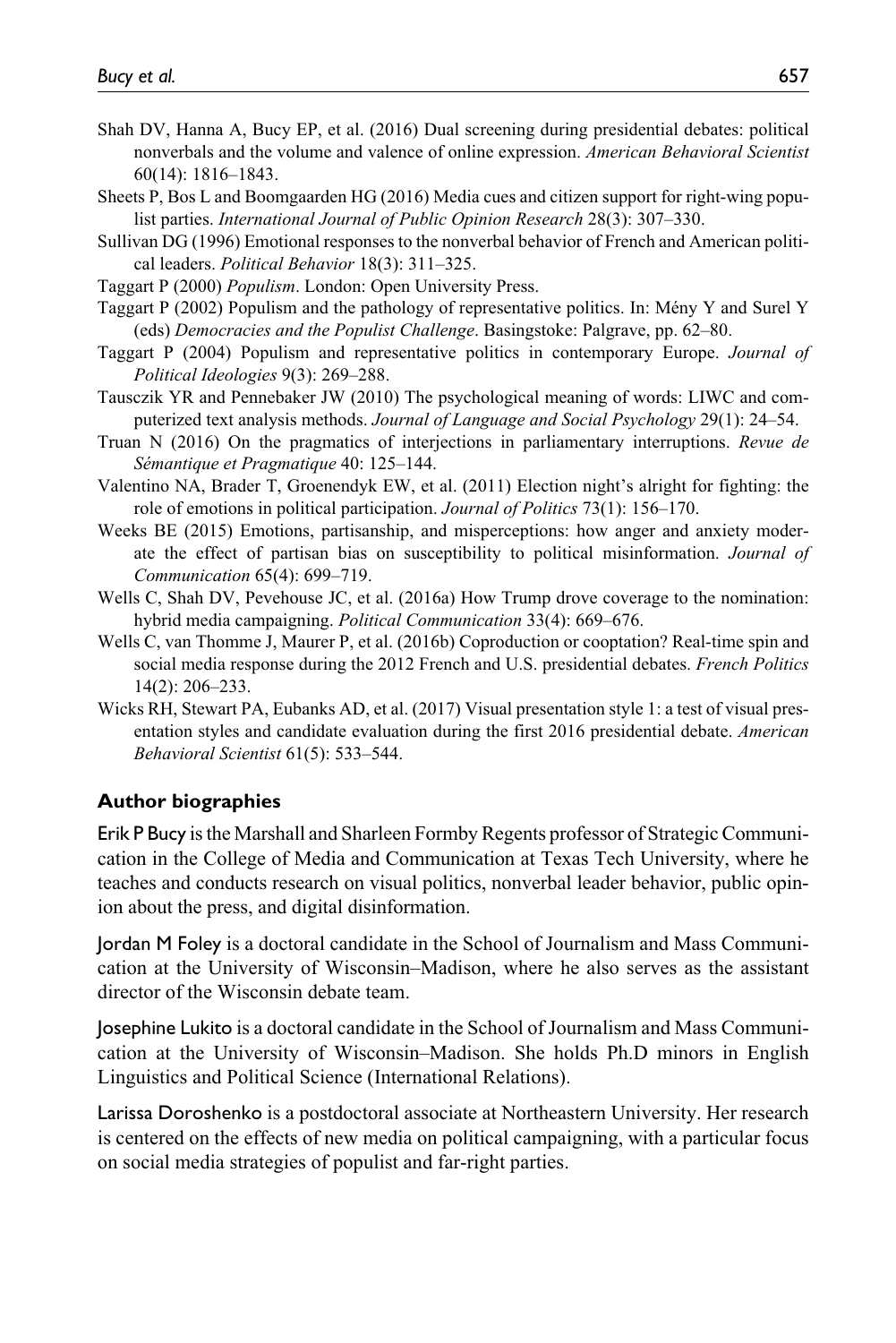Shah DV, Hanna A, Bucy EP, et al. (2016) Dual screening during presidential debates: political nonverbals and the volume and valence of online expression. *American Behavioral Scientist* 60(14): 1816–1843.

Sheets P, Bos L and Boomgaarden HG (2016) Media cues and citizen support for right-wing populist parties. *International Journal of Public Opinion Research* 28(3): 307–330.

Sullivan DG (1996) Emotional responses to the nonverbal behavior of French and American political leaders. *Political Behavior* 18(3): 311–325.

Taggart P (2000) *Populism*. London: Open University Press.

Taggart P (2002) Populism and the pathology of representative politics. In: Mény Y and Surel Y (eds) *Democracies and the Populist Challenge*. Basingstoke: Palgrave, pp. 62–80.

Taggart P (2004) Populism and representative politics in contemporary Europe. *Journal of Political Ideologies* 9(3): 269–288.

Tausczik YR and Pennebaker JW (2010) The psychological meaning of words: LIWC and computerized text analysis methods. *Journal of Language and Social Psychology* 29(1): 24–54.

Truan N (2016) On the pragmatics of interjections in parliamentary interruptions. *Revue de Sémantique et Pragmatique* 40: 125–144.

Valentino NA, Brader T, Groenendyk EW, et al. (2011) Election night's alright for fighting: the role of emotions in political participation. *Journal of Politics* 73(1): 156–170.

Weeks BE (2015) Emotions, partisanship, and misperceptions: how anger and anxiety moderate the effect of partisan bias on susceptibility to political misinformation. *Journal of Communication* 65(4): 699–719.

Wells C, Shah DV, Pevehouse JC, et al. (2016a) How Trump drove coverage to the nomination: hybrid media campaigning. *Political Communication* 33(4): 669–676.

Wells C, van Thomme J, Maurer P, et al. (2016b) Coproduction or cooptation? Real-time spin and social media response during the 2012 French and U.S. presidential debates. *French Politics* 14(2): 206–233.

Wicks RH, Stewart PA, Eubanks AD, et al. (2017) Visual presentation style 1: a test of visual presentation styles and candidate evaluation during the first 2016 presidential debate. *American Behavioral Scientist* 61(5): 533–544.

## Author biographies

**Erik P Bucy** is the Marshall and Sharleen Formby Regents professor of Strategic Communication in the College of Media and Communication at Texas Tech University, where he teaches and conducts research on visual politics, nonverbal leader behavior, public opinion about the press, and digital disinformation.

**Jordan M Foley** is a doctoral candidate in the School of Journalism and Mass Communication at the University of Wisconsin–Madison, where he also serves as the assistant director of the Wisconsin debate team.

**Josephine Lukito** is a doctoral candidate in the School of Journalism and Mass Communication at the University of Wisconsin–Madison. She holds Ph.D minors in English Linguistics and Political Science (International Relations).

**Larissa Doroshenko** is a postdoctoral associate at Northeastern University. Her research is centered on the effects of new media on political campaigning, with a particular focus on social media strategies of populist and far-right parties.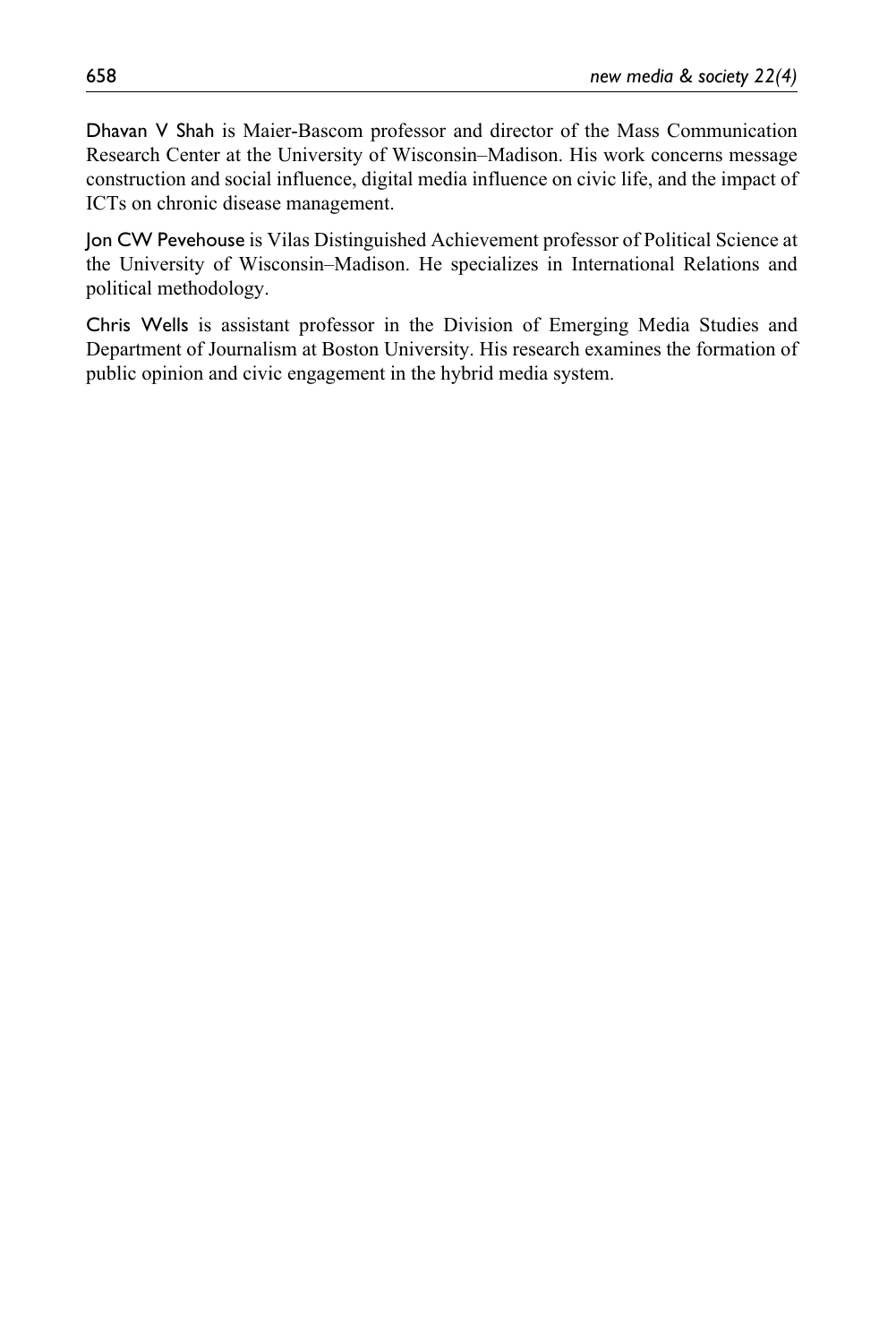**Dhavan V Shah** is Maier-Bascom professor and director of the Mass Communication Research Center at the University of Wisconsin–Madison. His work concerns message construction and social influence, digital media influence on civic life, and the impact of ICTs on chronic disease management.

**Jon CW Pevehouse** is Vilas Distinguished Achievement professor of Political Science at the University of Wisconsin–Madison. He specializes in International Relations and political methodology.

**Chris Wells** is assistant professor in the Division of Emerging Media Studies and Department of Journalism at Boston University. His research examines the formation of public opinion and civic engagement in the hybrid media system.